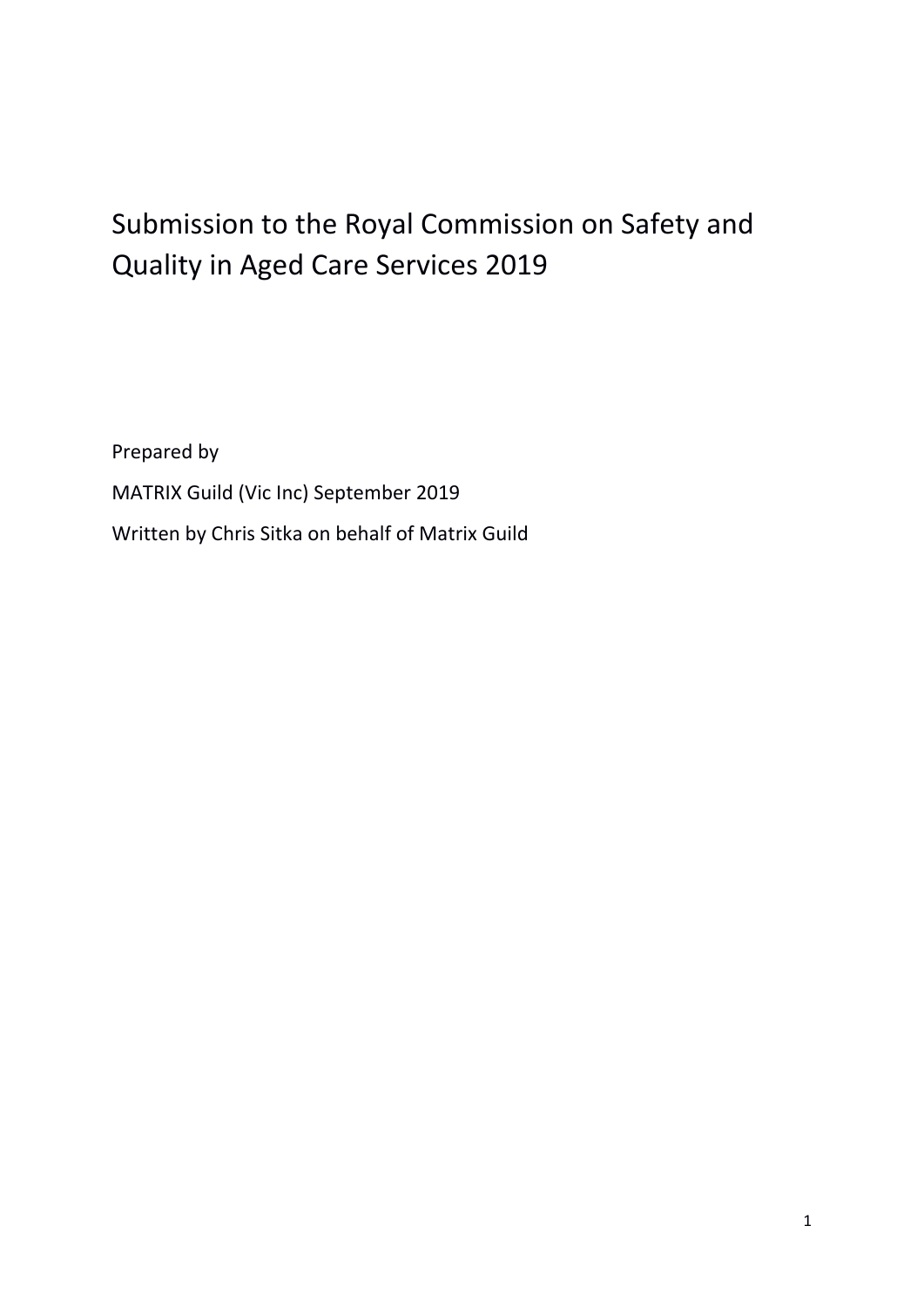# Submission to the Royal Commission on Safety and Quality in Aged Care Services 2019

Prepared by

MATRIX Guild (Vic Inc) September 2019

Written by Chris Sitka on behalf of Matrix Guild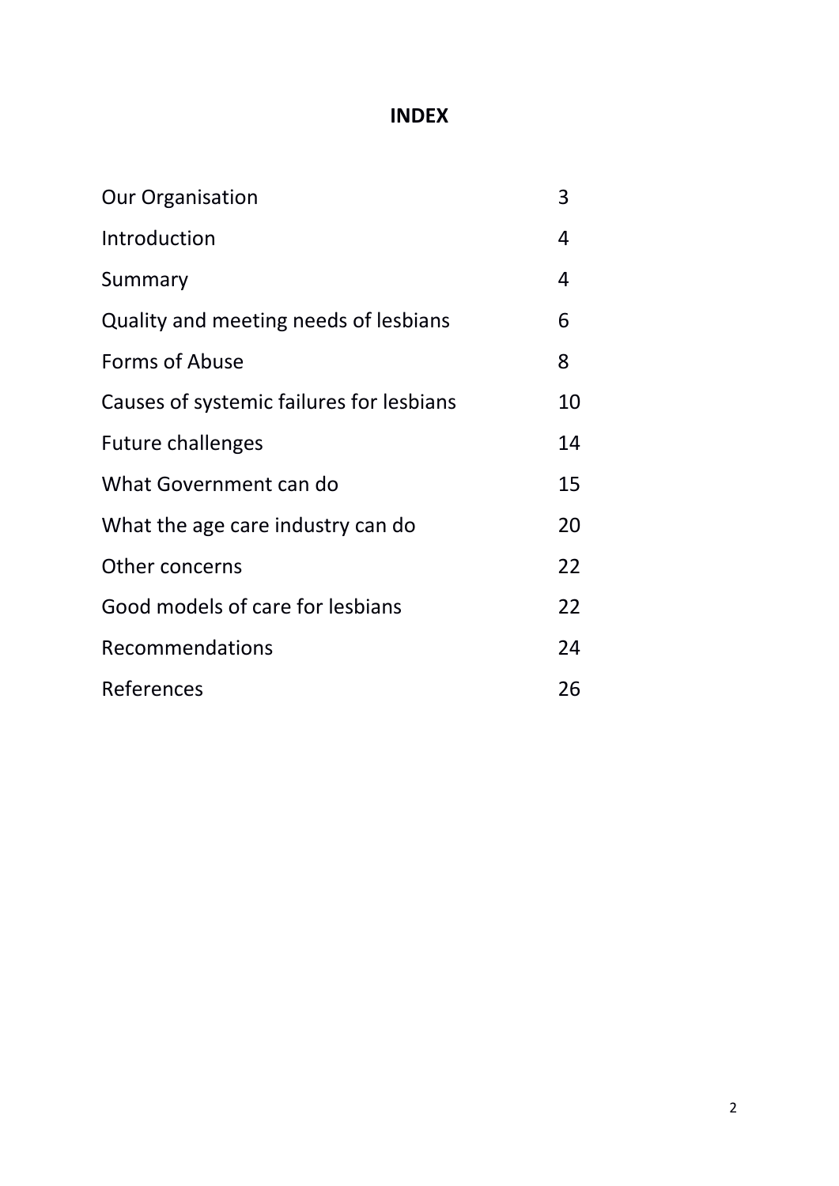# INDEX

| | |
|---|---|
| Our Organisation | 3 |
| Introduction | 4 |
| Summary | 4 |
| Quality and meeting needs of lesbians | 6 |
| Forms of Abuse | 8 |
| Causes of systemic failures for lesbians | 10 |
| Future challenges | 14 |
| What Government can do | 15 |
| What the age care industry can do | 20 |
| Other concerns | 22 |
| Good models of care for lesbians | 22 |
| Recommendations | 24 |
| References | 26 |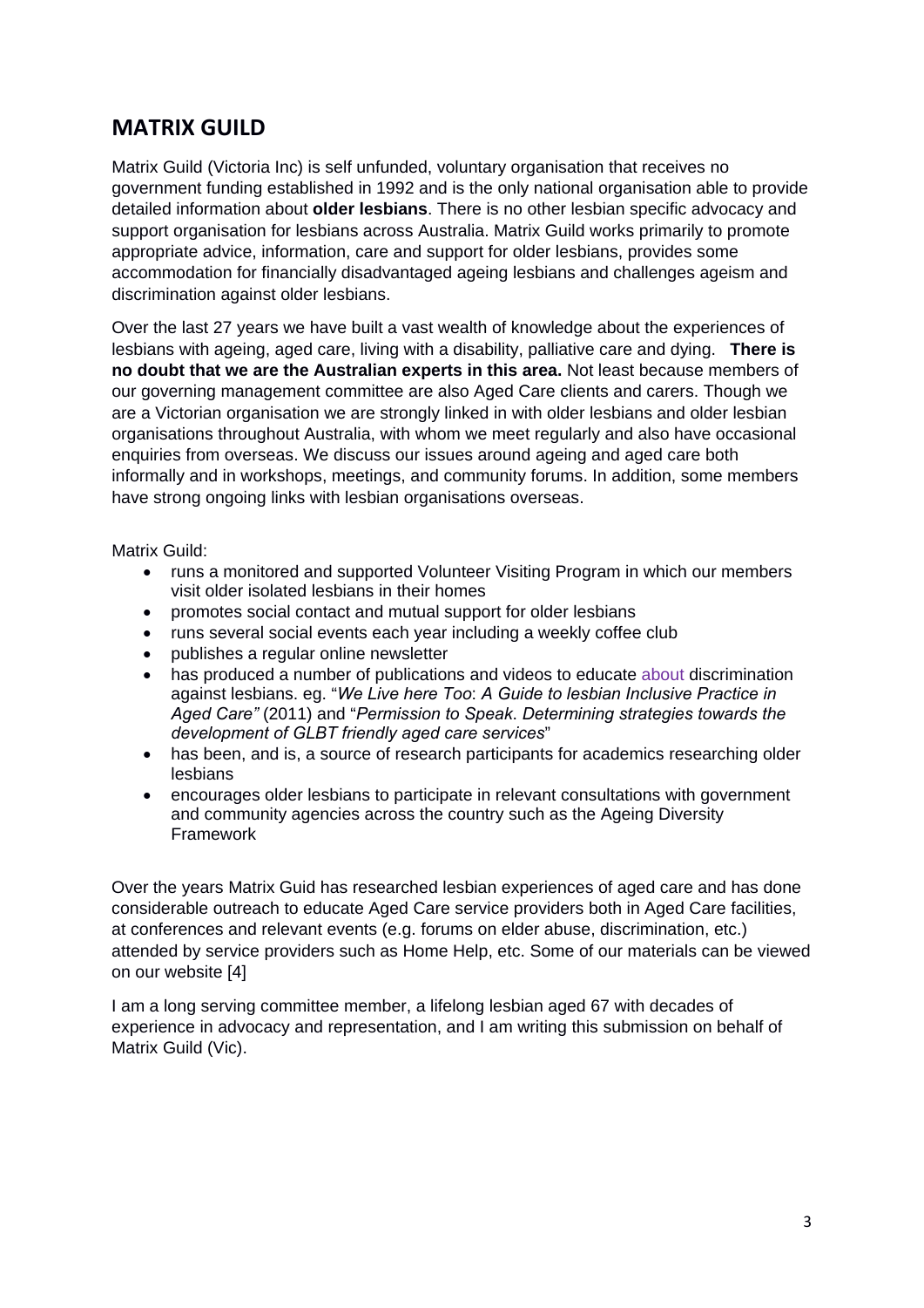## MATRIX GUILD

Matrix Guild (Victoria Inc) is self unfunded, voluntary organisation that receives no government funding established in 1992 and is the only national organisation able to provide detailed information about **older lesbians**. There is no other lesbian specific advocacy and support organisation for lesbians across Australia. Matrix Guild works primarily to promote appropriate advice, information, care and support for older lesbians, provides some accommodation for financially disadvantaged ageing lesbians and challenges ageism and discrimination against older lesbians.

Over the last 27 years we have built a vast wealth of knowledge about the experiences of lesbians with ageing, aged care, living with a disability, palliative care and dying. **There is no doubt that we are the Australian experts in this area.** Not least because members of our governing management committee are also Aged Care clients and carers. Though we are a Victorian organisation we are strongly linked in with older lesbians and older lesbian organisations throughout Australia, with whom we meet regularly and also have occasional enquiries from overseas. We discuss our issues around ageing and aged care both informally and in workshops, meetings, and community forums. In addition, some members have strong ongoing links with lesbian organisations overseas.

Matrix Guild:

- runs a monitored and supported Volunteer Visiting Program in which our members visit older isolated lesbians in their homes
- promotes social contact and mutual support for older lesbians
- runs several social events each year including a weekly coffee club
- publishes a regular online newsletter
- has produced a number of publications and videos to educate about discrimination against lesbians. eg. "*We Live here Too*: *A Guide to lesbian Inclusive Practice in Aged Care"* (2011) and "*Permission to Speak. Determining strategies towards the development of GLBT friendly aged care services*"
- has been, and is, a source of research participants for academics researching older lesbians
- encourages older lesbians to participate in relevant consultations with government and community agencies across the country such as the Ageing Diversity Framework

Over the years Matrix Guid has researched lesbian experiences of aged care and has done considerable outreach to educate Aged Care service providers both in Aged Care facilities, at conferences and relevant events (e.g. forums on elder abuse, discrimination, etc.) attended by service providers such as Home Help, etc. Some of our materials can be viewed on our website [4]

I am a long serving committee member, a lifelong lesbian aged 67 with decades of experience in advocacy and representation, and I am writing this submission on behalf of Matrix Guild (Vic).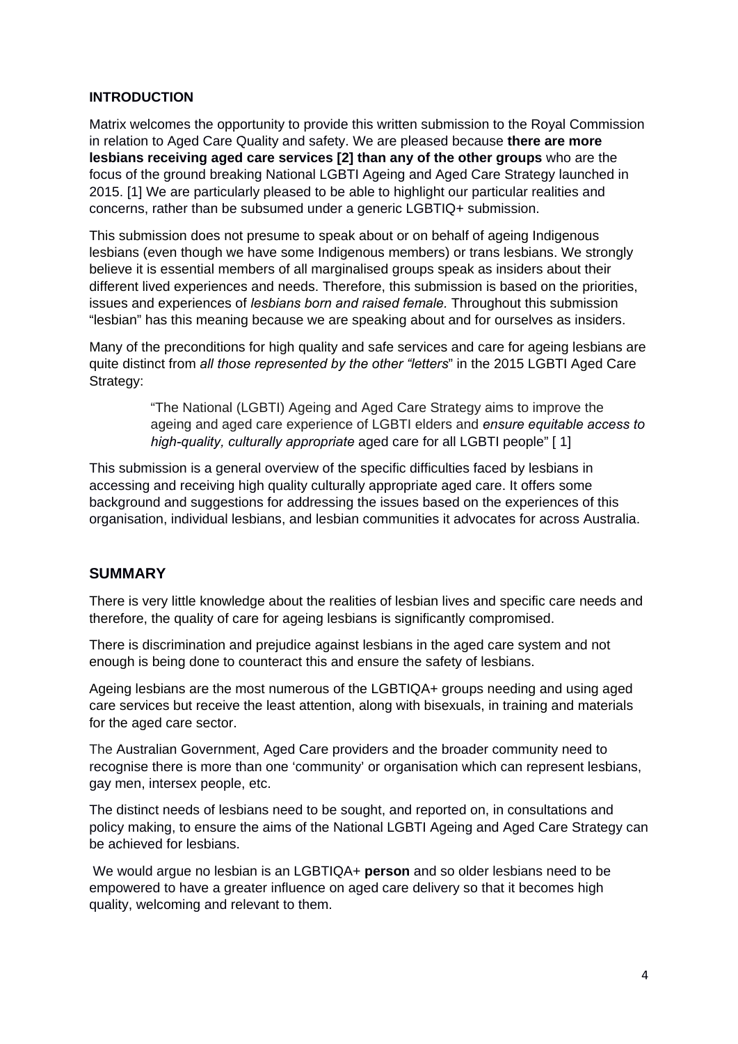## INTRODUCTION

Matrix welcomes the opportunity to provide this written submission to the Royal Commission in relation to Aged Care Quality and safety. We are pleased because **there are more lesbians receiving aged care services [2] than any of the other groups** who are the focus of the ground breaking National LGBTI Ageing and Aged Care Strategy launched in 2015. [1] We are particularly pleased to be able to highlight our particular realities and concerns, rather than be subsumed under a generic LGBTIQ+ submission.

This submission does not presume to speak about or on behalf of ageing Indigenous lesbians (even though we have some Indigenous members) or trans lesbians. We strongly believe it is essential members of all marginalised groups speak as insiders about their different lived experiences and needs. Therefore, this submission is based on the priorities, issues and experiences of *lesbians born and raised female.* Throughout this submission "lesbian" has this meaning because we are speaking about and for ourselves as insiders.

Many of the preconditions for high quality and safe services and care for ageing lesbians are quite distinct from *all those represented by the other "letters*" in the 2015 LGBTI Aged Care Strategy:

> "The National (LGBTI) Ageing and Aged Care Strategy aims to improve the ageing and aged care experience of LGBTI elders and *ensure equitable access to high-quality, culturally appropriate* aged care for all LGBTI people" [ 1]

This submission is a general overview of the specific difficulties faced by lesbians in accessing and receiving high quality culturally appropriate aged care. It offers some background and suggestions for addressing the issues based on the experiences of this organisation, individual lesbians, and lesbian communities it advocates for across Australia.

## SUMMARY

There is very little knowledge about the realities of lesbian lives and specific care needs and therefore, the quality of care for ageing lesbians is significantly compromised.

There is discrimination and prejudice against lesbians in the aged care system and not enough is being done to counteract this and ensure the safety of lesbians.

Ageing lesbians are the most numerous of the LGBTIQA+ groups needing and using aged care services but receive the least attention, along with bisexuals, in training and materials for the aged care sector.

The Australian Government, Aged Care providers and the broader community need to recognise there is more than one 'community' or organisation which can represent lesbians, gay men, intersex people, etc.

The distinct needs of lesbians need to be sought, and reported on, in consultations and policy making, to ensure the aims of the National LGBTI Ageing and Aged Care Strategy can be achieved for lesbians.

We would argue no lesbian is an LGBTIQA+ **person** and so older lesbians need to be empowered to have a greater influence on aged care delivery so that it becomes high quality, welcoming and relevant to them.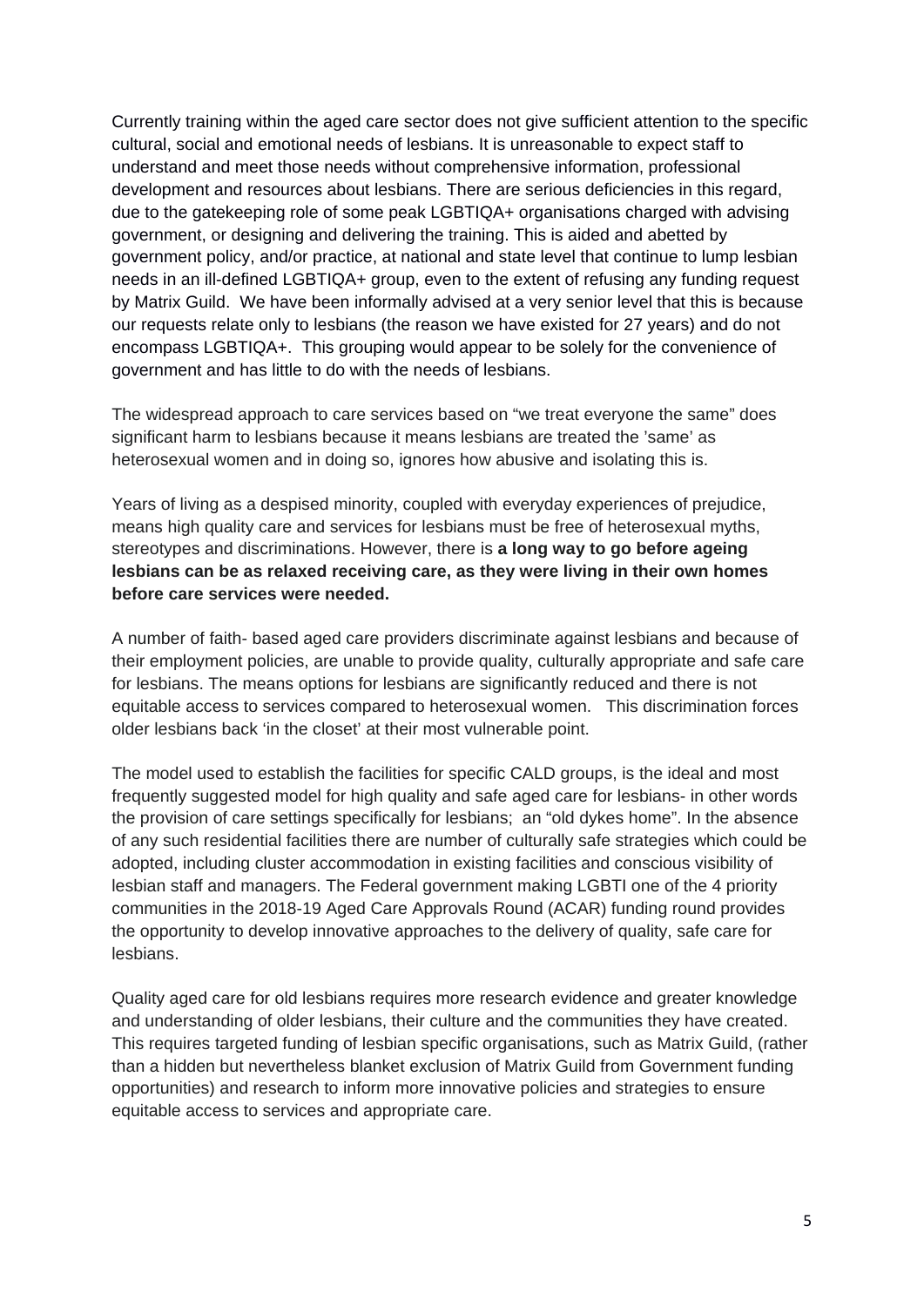Currently training within the aged care sector does not give sufficient attention to the specific cultural, social and emotional needs of lesbians. It is unreasonable to expect staff to understand and meet those needs without comprehensive information, professional development and resources about lesbians. There are serious deficiencies in this regard, due to the gatekeeping role of some peak LGBTIQA+ organisations charged with advising government, or designing and delivering the training. This is aided and abetted by government policy, and/or practice, at national and state level that continue to lump lesbian needs in an ill-defined LGBTIQA+ group, even to the extent of refusing any funding request by Matrix Guild. We have been informally advised at a very senior level that this is because our requests relate only to lesbians (the reason we have existed for 27 years) and do not encompass LGBTIQA+. This grouping would appear to be solely for the convenience of government and has little to do with the needs of lesbians.

The widespread approach to care services based on "we treat everyone the same" does significant harm to lesbians because it means lesbians are treated the 'same' as heterosexual women and in doing so, ignores how abusive and isolating this is.

Years of living as a despised minority, coupled with everyday experiences of prejudice, means high quality care and services for lesbians must be free of heterosexual myths, stereotypes and discriminations. However, there is **a long way to go before ageing lesbians can be as relaxed receiving care, as they were living in their own homes before care services were needed.**

A number of faith- based aged care providers discriminate against lesbians and because of their employment policies, are unable to provide quality, culturally appropriate and safe care for lesbians. The means options for lesbians are significantly reduced and there is not equitable access to services compared to heterosexual women. This discrimination forces older lesbians back 'in the closet' at their most vulnerable point.

The model used to establish the facilities for specific CALD groups, is the ideal and most frequently suggested model for high quality and safe aged care for lesbians- in other words the provision of care settings specifically for lesbians; an "old dykes home". In the absence of any such residential facilities there are number of culturally safe strategies which could be adopted, including cluster accommodation in existing facilities and conscious visibility of lesbian staff and managers. The Federal government making LGBTI one of the 4 priority communities in the 2018-19 Aged Care Approvals Round (ACAR) funding round provides the opportunity to develop innovative approaches to the delivery of quality, safe care for lesbians.

Quality aged care for old lesbians requires more research evidence and greater knowledge and understanding of older lesbians, their culture and the communities they have created. This requires targeted funding of lesbian specific organisations, such as Matrix Guild, (rather than a hidden but nevertheless blanket exclusion of Matrix Guild from Government funding opportunities) and research to inform more innovative policies and strategies to ensure equitable access to services and appropriate care.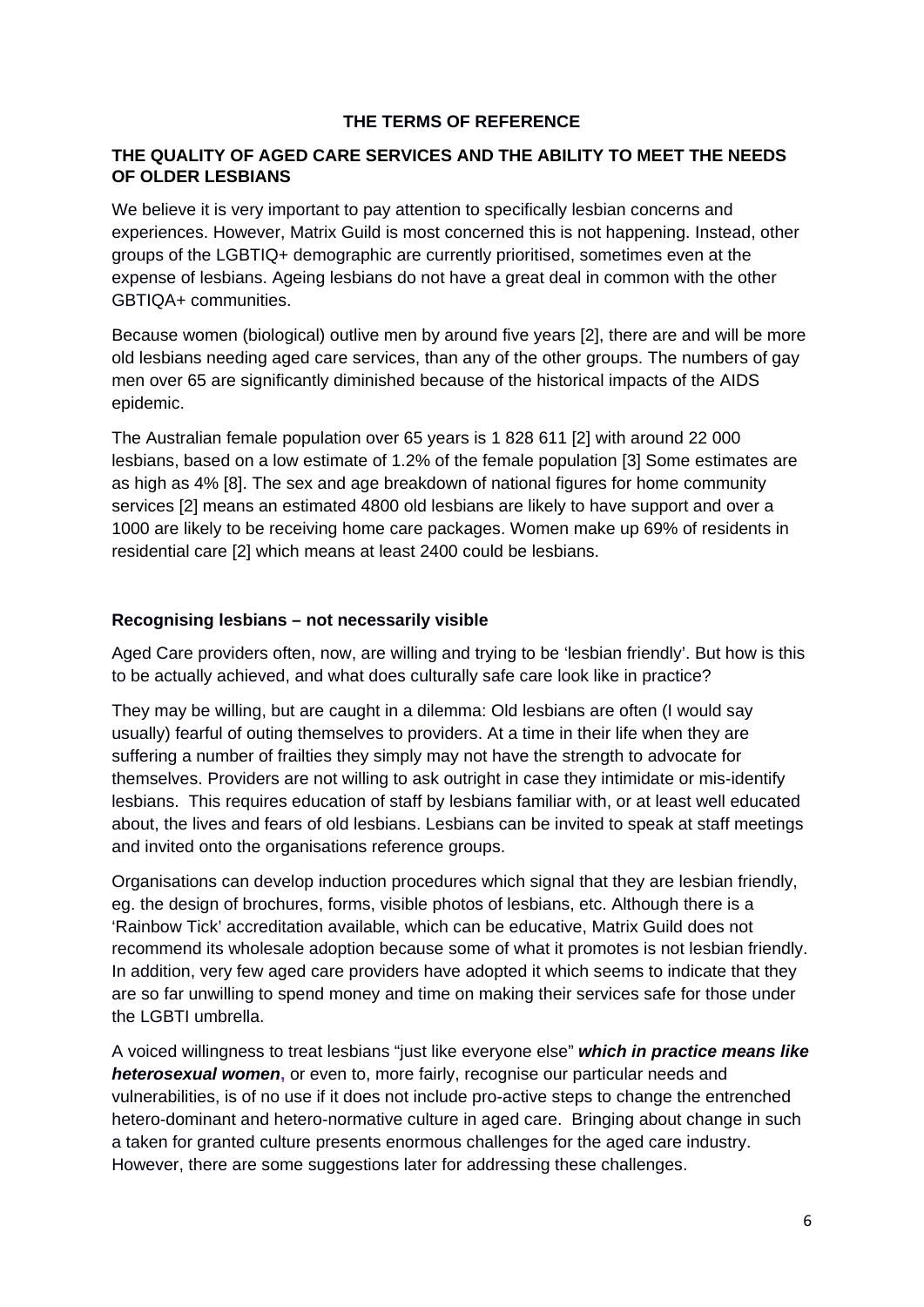## THE TERMS OF REFERENCE

### THE QUALITY OF AGED CARE SERVICES AND THE ABILITY TO MEET THE NEEDS OF OLDER LESBIANS

We believe it is very important to pay attention to specifically lesbian concerns and experiences. However, Matrix Guild is most concerned this is not happening. Instead, other groups of the LGBTIQ+ demographic are currently prioritised, sometimes even at the expense of lesbians. Ageing lesbians do not have a great deal in common with the other GBTIQA+ communities.

Because women (biological) outlive men by around five years [2], there are and will be more old lesbians needing aged care services, than any of the other groups. The numbers of gay men over 65 are significantly diminished because of the historical impacts of the AIDS epidemic.

The Australian female population over 65 years is 1 828 611 [2] with around 22 000 lesbians, based on a low estimate of 1.2% of the female population [3] Some estimates are as high as 4% [8]. The sex and age breakdown of national figures for home community services [2] means an estimated 4800 old lesbians are likely to have support and over a 1000 are likely to be receiving home care packages. Women make up 69% of residents in residential care [2] which means at least 2400 could be lesbians.

#### Recognising lesbians – not necessarily visible

Aged Care providers often, now, are willing and trying to be 'lesbian friendly'. But how is this to be actually achieved, and what does culturally safe care look like in practice?

They may be willing, but are caught in a dilemma: Old lesbians are often (I would say usually) fearful of outing themselves to providers. At a time in their life when they are suffering a number of frailties they simply may not have the strength to advocate for themselves. Providers are not willing to ask outright in case they intimidate or mis-identify lesbians. This requires education of staff by lesbians familiar with, or at least well educated about, the lives and fears of old lesbians. Lesbians can be invited to speak at staff meetings and invited onto the organisations reference groups.

Organisations can develop induction procedures which signal that they are lesbian friendly, eg. the design of brochures, forms, visible photos of lesbians, etc. Although there is a 'Rainbow Tick' accreditation available, which can be educative, Matrix Guild does not recommend its wholesale adoption because some of what it promotes is not lesbian friendly. In addition, very few aged care providers have adopted it which seems to indicate that they are so far unwilling to spend money and time on making their services safe for those under the LGBTI umbrella.

A voiced willingness to treat lesbians "just like everyone else" ***which in practice means like heterosexual women***, or even to, more fairly, recognise our particular needs and vulnerabilities, is of no use if it does not include pro-active steps to change the entrenched hetero-dominant and hetero-normative culture in aged care. Bringing about change in such a taken for granted culture presents enormous challenges for the aged care industry. However, there are some suggestions later for addressing these challenges.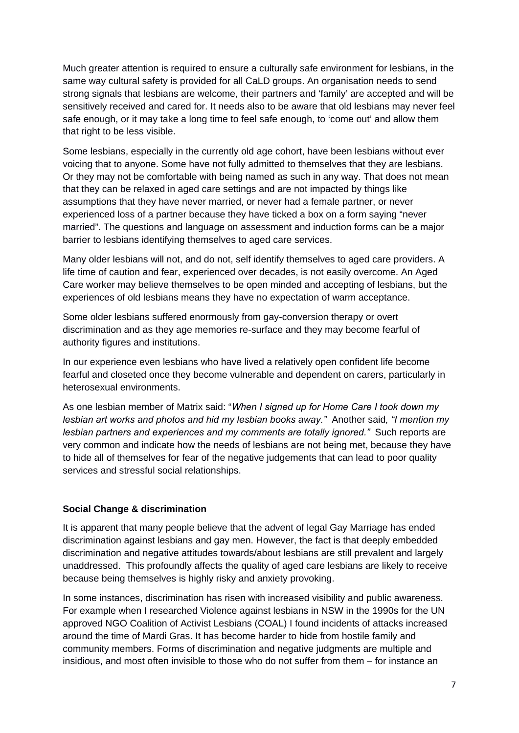Much greater attention is required to ensure a culturally safe environment for lesbians, in the same way cultural safety is provided for all CaLD groups. An organisation needs to send strong signals that lesbians are welcome, their partners and 'family' are accepted and will be sensitively received and cared for. It needs also to be aware that old lesbians may never feel safe enough, or it may take a long time to feel safe enough, to 'come out' and allow them that right to be less visible.

Some lesbians, especially in the currently old age cohort, have been lesbians without ever voicing that to anyone. Some have not fully admitted to themselves that they are lesbians. Or they may not be comfortable with being named as such in any way. That does not mean that they can be relaxed in aged care settings and are not impacted by things like assumptions that they have never married, or never had a female partner, or never experienced loss of a partner because they have ticked a box on a form saying "never married". The questions and language on assessment and induction forms can be a major barrier to lesbians identifying themselves to aged care services.

Many older lesbians will not, and do not, self identify themselves to aged care providers. A life time of caution and fear, experienced over decades, is not easily overcome. An Aged Care worker may believe themselves to be open minded and accepting of lesbians, but the experiences of old lesbians means they have no expectation of warm acceptance.

Some older lesbians suffered enormously from gay-conversion therapy or overt discrimination and as they age memories re-surface and they may become fearful of authority figures and institutions.

In our experience even lesbians who have lived a relatively open confident life become fearful and closeted once they become vulnerable and dependent on carers, particularly in heterosexual environments.

As one lesbian member of Matrix said: "*When I signed up for Home Care I took down my lesbian art works and photos and hid my lesbian books away."* Another said*, "I mention my lesbian partners and experiences and my comments are totally ignored."* Such reports are very common and indicate how the needs of lesbians are not being met, because they have to hide all of themselves for fear of the negative judgements that can lead to poor quality services and stressful social relationships.

**Social Change & discrimination**

It is apparent that many people believe that the advent of legal Gay Marriage has ended discrimination against lesbians and gay men. However, the fact is that deeply embedded discrimination and negative attitudes towards/about lesbians are still prevalent and largely unaddressed. This profoundly affects the quality of aged care lesbians are likely to receive because being themselves is highly risky and anxiety provoking.

In some instances, discrimination has risen with increased visibility and public awareness. For example when I researched Violence against lesbians in NSW in the 1990s for the UN approved NGO Coalition of Activist Lesbians (COAL) I found incidents of attacks increased around the time of Mardi Gras. It has become harder to hide from hostile family and community members. Forms of discrimination and negative judgments are multiple and insidious, and most often invisible to those who do not suffer from them – for instance an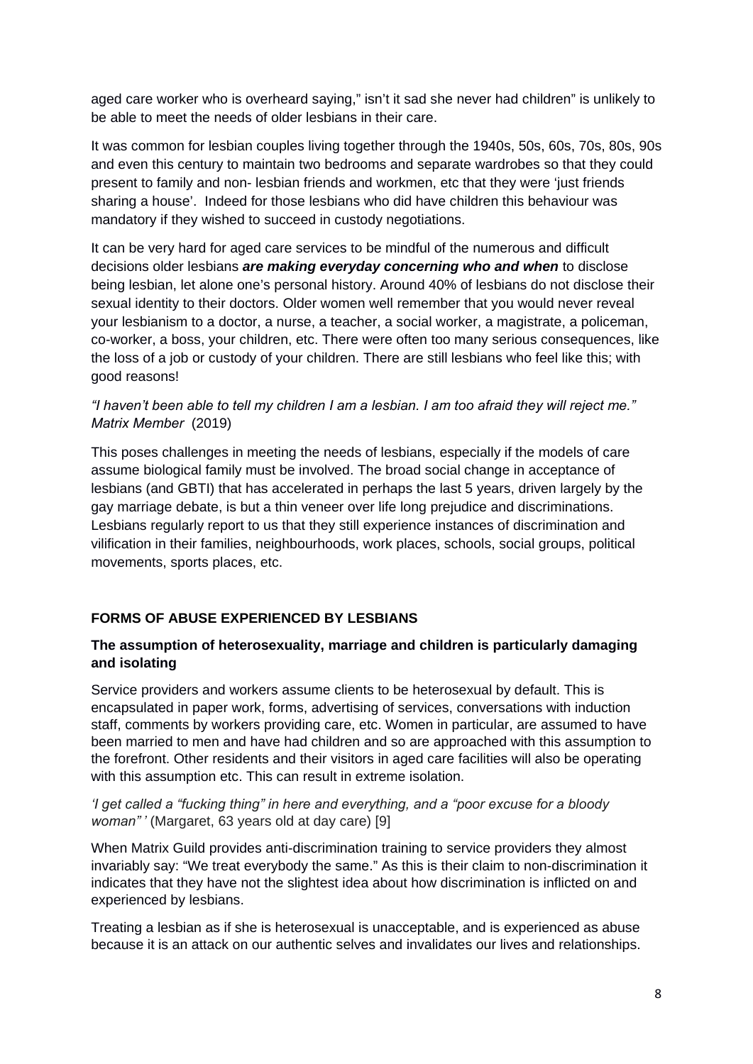aged care worker who is overheard saying," isn't it sad she never had children" is unlikely to be able to meet the needs of older lesbians in their care.

It was common for lesbian couples living together through the 1940s, 50s, 60s, 70s, 80s, 90s and even this century to maintain two bedrooms and separate wardrobes so that they could present to family and non- lesbian friends and workmen, etc that they were 'just friends sharing a house'. Indeed for those lesbians who did have children this behaviour was mandatory if they wished to succeed in custody negotiations.

It can be very hard for aged care services to be mindful of the numerous and difficult decisions older lesbians ***are making everyday concerning who and when*** to disclose being lesbian, let alone one's personal history. Around 40% of lesbians do not disclose their sexual identity to their doctors. Older women well remember that you would never reveal your lesbianism to a doctor, a nurse, a teacher, a social worker, a magistrate, a policeman, co-worker, a boss, your children, etc. There were often too many serious consequences, like the loss of a job or custody of your children. There are still lesbians who feel like this; with good reasons!

*"I haven't been able to tell my children I am a lesbian. I am too afraid they will reject me." Matrix Member* (2019)

This poses challenges in meeting the needs of lesbians, especially if the models of care assume biological family must be involved. The broad social change in acceptance of lesbians (and GBTI) that has accelerated in perhaps the last 5 years, driven largely by the gay marriage debate, is but a thin veneer over life long prejudice and discriminations. Lesbians regularly report to us that they still experience instances of discrimination and vilification in their families, neighbourhoods, work places, schools, social groups, political movements, sports places, etc.

## FORMS OF ABUSE EXPERIENCED BY LESBIANS

### The assumption of heterosexuality, marriage and children is particularly damaging and isolating

Service providers and workers assume clients to be heterosexual by default. This is encapsulated in paper work, forms, advertising of services, conversations with induction staff, comments by workers providing care, etc. Women in particular, are assumed to have been married to men and have had children and so are approached with this assumption to the forefront. Other residents and their visitors in aged care facilities will also be operating with this assumption etc. This can result in extreme isolation.

*'I get called a "fucking thing" in here and everything, and a "poor excuse for a bloody woman" '* (Margaret, 63 years old at day care) [9]

When Matrix Guild provides anti-discrimination training to service providers they almost invariably say: "We treat everybody the same." As this is their claim to non-discrimination it indicates that they have not the slightest idea about how discrimination is inflicted on and experienced by lesbians.

Treating a lesbian as if she is heterosexual is unacceptable, and is experienced as abuse because it is an attack on our authentic selves and invalidates our lives and relationships.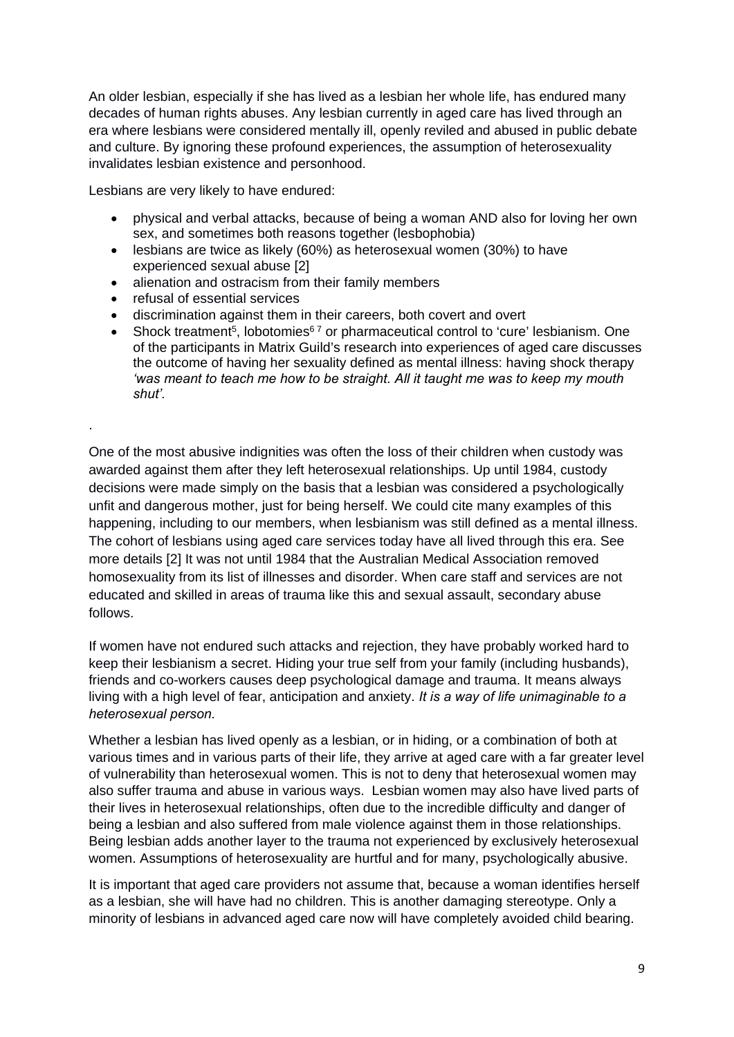An older lesbian, especially if she has lived as a lesbian her whole life, has endured many decades of human rights abuses. Any lesbian currently in aged care has lived through an era where lesbians were considered mentally ill, openly reviled and abused in public debate and culture. By ignoring these profound experiences, the assumption of heterosexuality invalidates lesbian existence and personhood.

Lesbians are very likely to have endured:

- physical and verbal attacks, because of being a woman AND also for loving her own sex, and sometimes both reasons together (lesbophobia)
- lesbians are twice as likely (60%) as heterosexual women (30%) to have experienced sexual abuse [2]
- alienation and ostracism from their family members
- refusal of essential services
- discrimination against them in their careers, both covert and overt
- Shock treatment[5], lobotomies[6 7] or pharmaceutical control to 'cure' lesbianism. One of the participants in Matrix Guild's research into experiences of aged care discusses the outcome of having her sexuality defined as mental illness: having shock therapy *'was meant to teach me how to be straight. All it taught me was to keep my mouth shut'.*

.

One of the most abusive indignities was often the loss of their children when custody was awarded against them after they left heterosexual relationships. Up until 1984, custody decisions were made simply on the basis that a lesbian was considered a psychologically unfit and dangerous mother, just for being herself. We could cite many examples of this happening, including to our members, when lesbianism was still defined as a mental illness. The cohort of lesbians using aged care services today have all lived through this era. See more details [2] It was not until 1984 that the Australian Medical Association removed homosexuality from its list of illnesses and disorder. When care staff and services are not educated and skilled in areas of trauma like this and sexual assault, secondary abuse follows.

If women have not endured such attacks and rejection, they have probably worked hard to keep their lesbianism a secret. Hiding your true self from your family (including husbands), friends and co-workers causes deep psychological damage and trauma. It means always living with a high level of fear, anticipation and anxiety. *It is a way of life unimaginable to a heterosexual person.*

Whether a lesbian has lived openly as a lesbian, or in hiding, or a combination of both at various times and in various parts of their life, they arrive at aged care with a far greater level of vulnerability than heterosexual women. This is not to deny that heterosexual women may also suffer trauma and abuse in various ways. Lesbian women may also have lived parts of their lives in heterosexual relationships, often due to the incredible difficulty and danger of being a lesbian and also suffered from male violence against them in those relationships. Being lesbian adds another layer to the trauma not experienced by exclusively heterosexual women. Assumptions of heterosexuality are hurtful and for many, psychologically abusive.

It is important that aged care providers not assume that, because a woman identifies herself as a lesbian, she will have had no children. This is another damaging stereotype. Only a minority of lesbians in advanced aged care now will have completely avoided child bearing.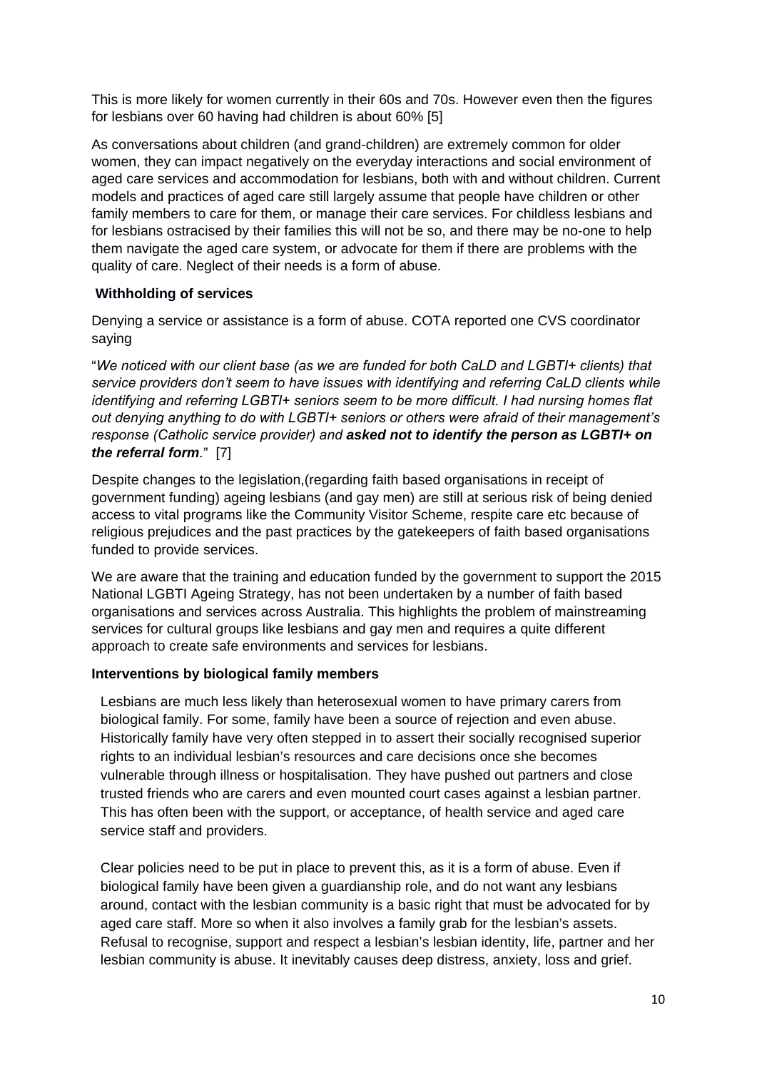This is more likely for women currently in their 60s and 70s. However even then the figures for lesbians over 60 having had children is about 60% [5]

As conversations about children (and grand-children) are extremely common for older women, they can impact negatively on the everyday interactions and social environment of aged care services and accommodation for lesbians, both with and without children. Current models and practices of aged care still largely assume that people have children or other family members to care for them, or manage their care services. For childless lesbians and for lesbians ostracised by their families this will not be so, and there may be no-one to help them navigate the aged care system, or advocate for them if there are problems with the quality of care. Neglect of their needs is a form of abuse.

**Withholding of services**

Denying a service or assistance is a form of abuse. COTA reported one CVS coordinator saying

"*We noticed with our client base (as we are funded for both CaLD and LGBTI+ clients) that service providers don't seem to have issues with identifying and referring CaLD clients while identifying and referring LGBTI+ seniors seem to be more difficult. I had nursing homes flat out denying anything to do with LGBTI+ seniors or others were afraid of their management's response (Catholic service provider) and* ***asked not to identify the person as LGBTI+ on the referral form****.*" [7]

Despite changes to the legislation,(regarding faith based organisations in receipt of government funding) ageing lesbians (and gay men) are still at serious risk of being denied access to vital programs like the Community Visitor Scheme, respite care etc because of religious prejudices and the past practices by the gatekeepers of faith based organisations funded to provide services.

We are aware that the training and education funded by the government to support the 2015 National LGBTI Ageing Strategy, has not been undertaken by a number of faith based organisations and services across Australia. This highlights the problem of mainstreaming services for cultural groups like lesbians and gay men and requires a quite different approach to create safe environments and services for lesbians.

**Interventions by biological family members**

Lesbians are much less likely than heterosexual women to have primary carers from biological family. For some, family have been a source of rejection and even abuse. Historically family have very often stepped in to assert their socially recognised superior rights to an individual lesbian's resources and care decisions once she becomes vulnerable through illness or hospitalisation. They have pushed out partners and close trusted friends who are carers and even mounted court cases against a lesbian partner. This has often been with the support, or acceptance, of health service and aged care service staff and providers.

Clear policies need to be put in place to prevent this, as it is a form of abuse. Even if biological family have been given a guardianship role, and do not want any lesbians around, contact with the lesbian community is a basic right that must be advocated for by aged care staff. More so when it also involves a family grab for the lesbian's assets. Refusal to recognise, support and respect a lesbian's lesbian identity, life, partner and her lesbian community is abuse. It inevitably causes deep distress, anxiety, loss and grief.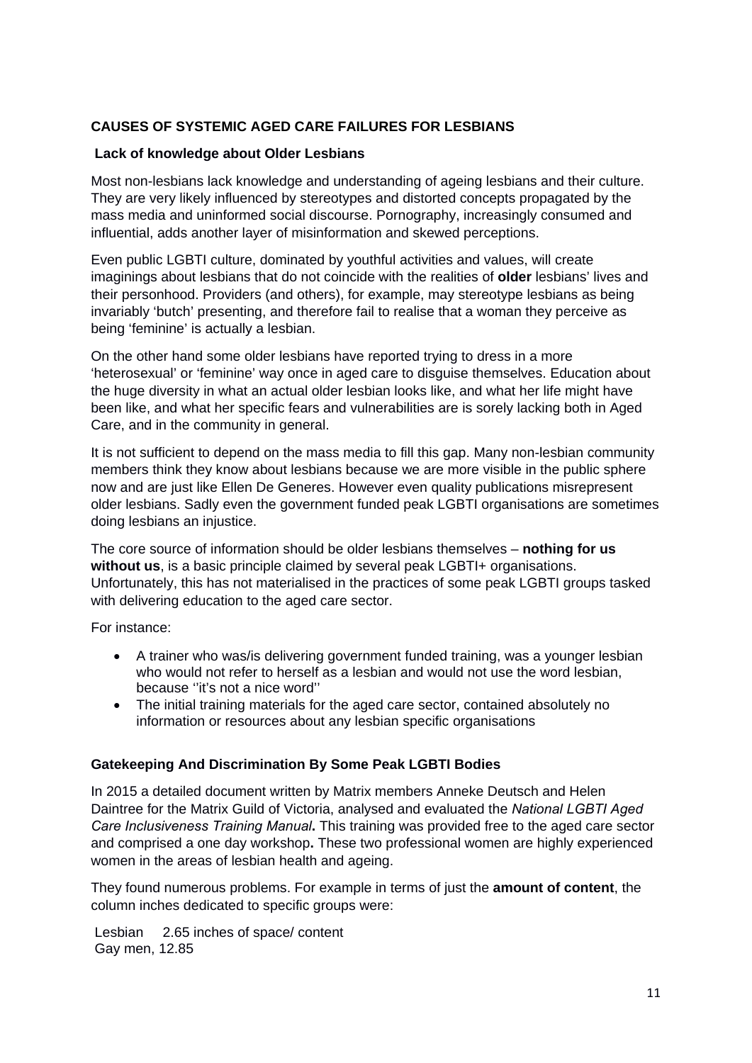## CAUSES OF SYSTEMIC AGED CARE FAILURES FOR LESBIANS

### Lack of knowledge about Older Lesbians

Most non-lesbians lack knowledge and understanding of ageing lesbians and their culture. They are very likely influenced by stereotypes and distorted concepts propagated by the mass media and uninformed social discourse. Pornography, increasingly consumed and influential, adds another layer of misinformation and skewed perceptions.

Even public LGBTI culture, dominated by youthful activities and values, will create imaginings about lesbians that do not coincide with the realities of **older** lesbians' lives and their personhood. Providers (and others), for example, may stereotype lesbians as being invariably 'butch' presenting, and therefore fail to realise that a woman they perceive as being 'feminine' is actually a lesbian.

On the other hand some older lesbians have reported trying to dress in a more 'heterosexual' or 'feminine' way once in aged care to disguise themselves. Education about the huge diversity in what an actual older lesbian looks like, and what her life might have been like, and what her specific fears and vulnerabilities are is sorely lacking both in Aged Care, and in the community in general.

It is not sufficient to depend on the mass media to fill this gap. Many non-lesbian community members think they know about lesbians because we are more visible in the public sphere now and are just like Ellen De Generes. However even quality publications misrepresent older lesbians. Sadly even the government funded peak LGBTI organisations are sometimes doing lesbians an injustice.

The core source of information should be older lesbians themselves – **nothing for us without us**, is a basic principle claimed by several peak LGBTI+ organisations. Unfortunately, this has not materialised in the practices of some peak LGBTI groups tasked with delivering education to the aged care sector.

For instance:

- A trainer who was/is delivering government funded training, was a younger lesbian who would not refer to herself as a lesbian and would not use the word lesbian, because ''it's not a nice word''
- The initial training materials for the aged care sector, contained absolutely no information or resources about any lesbian specific organisations

### Gatekeeping And Discrimination By Some Peak LGBTI Bodies

In 2015 a detailed document written by Matrix members Anneke Deutsch and Helen Daintree for the Matrix Guild of Victoria, analysed and evaluated the *National LGBTI Aged Care Inclusiveness Training Manual***.** This training was provided free to the aged care sector and comprised a one day workshop**.** These two professional women are highly experienced women in the areas of lesbian health and ageing.

They found numerous problems. For example in terms of just the **amount of content**, the column inches dedicated to specific groups were:

Lesbian 2.65 inches of space/ content
Gay men, 12.85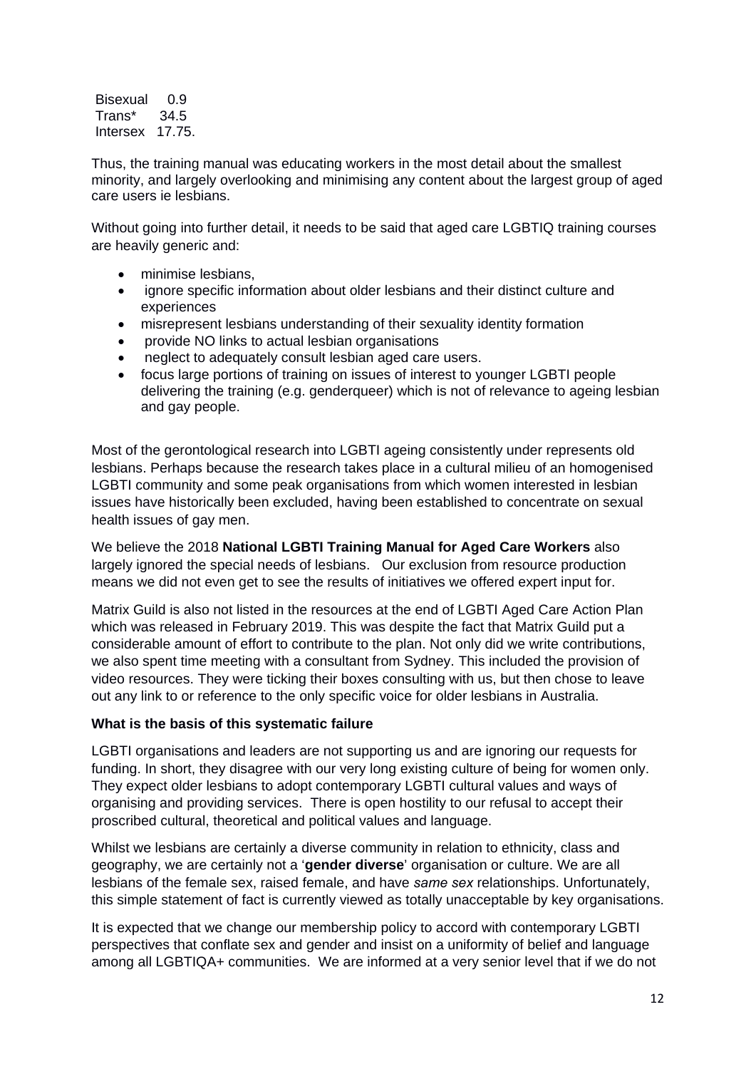| | |
|---|---|
| Bisexual | 0.9 |
| Trans* | 34.5 |
| Intersex | 17.75. |

Thus, the training manual was educating workers in the most detail about the smallest minority, and largely overlooking and minimising any content about the largest group of aged care users ie lesbians.

Without going into further detail, it needs to be said that aged care LGBTIQ training courses are heavily generic and:

- minimise lesbians,
- ignore specific information about older lesbians and their distinct culture and experiences
- misrepresent lesbians understanding of their sexuality identity formation
- provide NO links to actual lesbian organisations
- neglect to adequately consult lesbian aged care users.
- focus large portions of training on issues of interest to younger LGBTI people delivering the training (e.g. genderqueer) which is not of relevance to ageing lesbian and gay people.

Most of the gerontological research into LGBTI ageing consistently under represents old lesbians. Perhaps because the research takes place in a cultural milieu of an homogenised LGBTI community and some peak organisations from which women interested in lesbian issues have historically been excluded, having been established to concentrate on sexual health issues of gay men.

We believe the 2018 **National LGBTI Training Manual for Aged Care Workers** also largely ignored the special needs of lesbians. Our exclusion from resource production means we did not even get to see the results of initiatives we offered expert input for.

Matrix Guild is also not listed in the resources at the end of LGBTI Aged Care Action Plan which was released in February 2019. This was despite the fact that Matrix Guild put a considerable amount of effort to contribute to the plan. Not only did we write contributions, we also spent time meeting with a consultant from Sydney. This included the provision of video resources. They were ticking their boxes consulting with us, but then chose to leave out any link to or reference to the only specific voice for older lesbians in Australia.

**What is the basis of this systematic failure**

LGBTI organisations and leaders are not supporting us and are ignoring our requests for funding. In short, they disagree with our very long existing culture of being for women only. They expect older lesbians to adopt contemporary LGBTI cultural values and ways of organising and providing services. There is open hostility to our refusal to accept their proscribed cultural, theoretical and political values and language.

Whilst we lesbians are certainly a diverse community in relation to ethnicity, class and geography, we are certainly not a '**gender diverse**' organisation or culture. We are all lesbians of the female sex, raised female, and have *same sex* relationships. Unfortunately, this simple statement of fact is currently viewed as totally unacceptable by key organisations.

It is expected that we change our membership policy to accord with contemporary LGBTI perspectives that conflate sex and gender and insist on a uniformity of belief and language among all LGBTIQA+ communities. We are informed at a very senior level that if we do not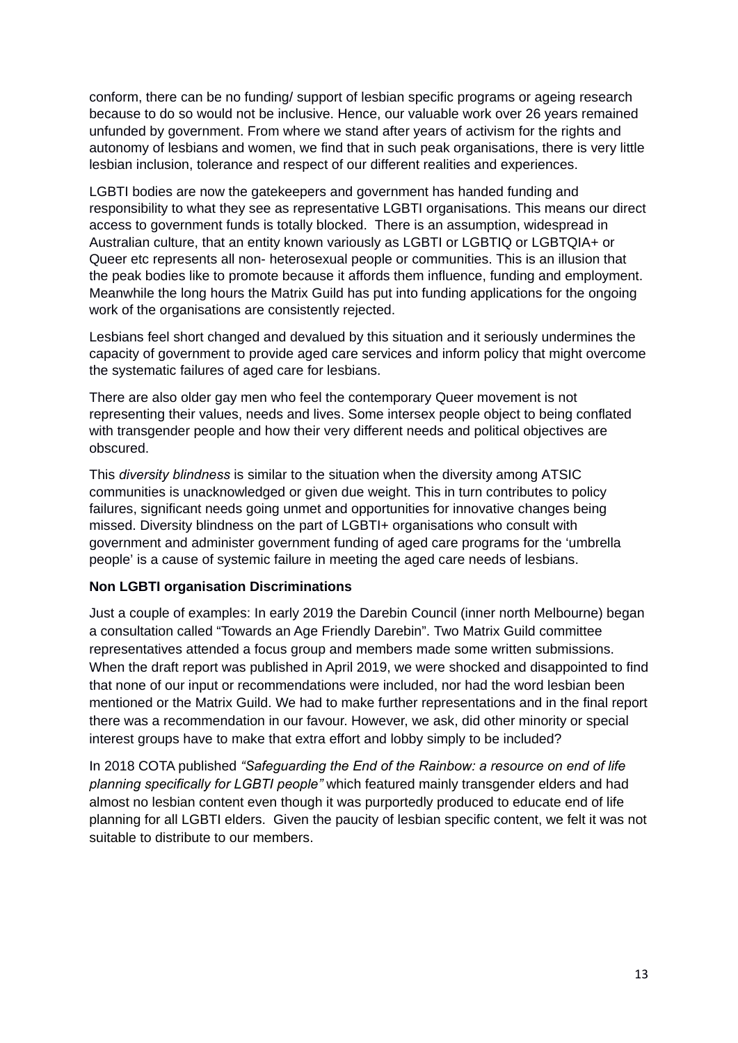conform, there can be no funding/ support of lesbian specific programs or ageing research because to do so would not be inclusive. Hence, our valuable work over 26 years remained unfunded by government. From where we stand after years of activism for the rights and autonomy of lesbians and women, we find that in such peak organisations, there is very little lesbian inclusion, tolerance and respect of our different realities and experiences.

LGBTI bodies are now the gatekeepers and government has handed funding and responsibility to what they see as representative LGBTI organisations. This means our direct access to government funds is totally blocked. There is an assumption, widespread in Australian culture, that an entity known variously as LGBTI or LGBTIQ or LGBTQIA+ or Queer etc represents all non- heterosexual people or communities. This is an illusion that the peak bodies like to promote because it affords them influence, funding and employment. Meanwhile the long hours the Matrix Guild has put into funding applications for the ongoing work of the organisations are consistently rejected.

Lesbians feel short changed and devalued by this situation and it seriously undermines the capacity of government to provide aged care services and inform policy that might overcome the systematic failures of aged care for lesbians.

There are also older gay men who feel the contemporary Queer movement is not representing their values, needs and lives. Some intersex people object to being conflated with transgender people and how their very different needs and political objectives are obscured.

This *diversity blindness* is similar to the situation when the diversity among ATSIC communities is unacknowledged or given due weight. This in turn contributes to policy failures, significant needs going unmet and opportunities for innovative changes being missed. Diversity blindness on the part of LGBTI+ organisations who consult with government and administer government funding of aged care programs for the 'umbrella people' is a cause of systemic failure in meeting the aged care needs of lesbians.

**Non LGBTI organisation Discriminations**

Just a couple of examples: In early 2019 the Darebin Council (inner north Melbourne) began a consultation called "Towards an Age Friendly Darebin". Two Matrix Guild committee representatives attended a focus group and members made some written submissions. When the draft report was published in April 2019, we were shocked and disappointed to find that none of our input or recommendations were included, nor had the word lesbian been mentioned or the Matrix Guild. We had to make further representations and in the final report there was a recommendation in our favour. However, we ask, did other minority or special interest groups have to make that extra effort and lobby simply to be included?

In 2018 COTA published *"Safeguarding the End of the Rainbow: a resource on end of life planning specifically for LGBTI people"* which featured mainly transgender elders and had almost no lesbian content even though it was purportedly produced to educate end of life planning for all LGBTI elders. Given the paucity of lesbian specific content, we felt it was not suitable to distribute to our members.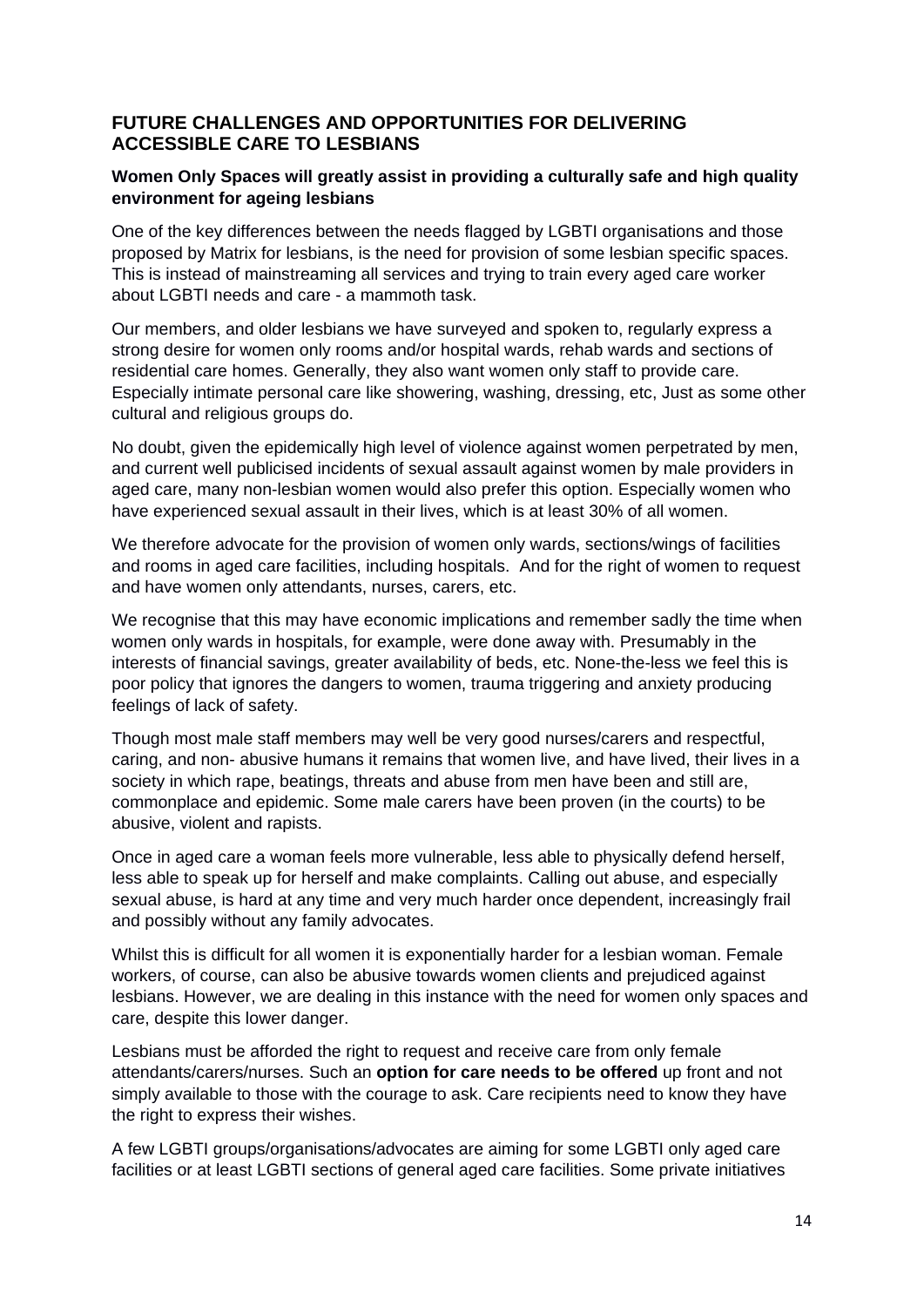## FUTURE CHALLENGES AND OPPORTUNITIES FOR DELIVERING ACCESSIBLE CARE TO LESBIANS

### Women Only Spaces will greatly assist in providing a culturally safe and high quality environment for ageing lesbians

One of the key differences between the needs flagged by LGBTI organisations and those proposed by Matrix for lesbians, is the need for provision of some lesbian specific spaces. This is instead of mainstreaming all services and trying to train every aged care worker about LGBTI needs and care - a mammoth task.

Our members, and older lesbians we have surveyed and spoken to, regularly express a strong desire for women only rooms and/or hospital wards, rehab wards and sections of residential care homes. Generally, they also want women only staff to provide care. Especially intimate personal care like showering, washing, dressing, etc, Just as some other cultural and religious groups do.

No doubt, given the epidemically high level of violence against women perpetrated by men, and current well publicised incidents of sexual assault against women by male providers in aged care, many non-lesbian women would also prefer this option. Especially women who have experienced sexual assault in their lives, which is at least 30% of all women.

We therefore advocate for the provision of women only wards, sections/wings of facilities and rooms in aged care facilities, including hospitals. And for the right of women to request and have women only attendants, nurses, carers, etc.

We recognise that this may have economic implications and remember sadly the time when women only wards in hospitals, for example, were done away with. Presumably in the interests of financial savings, greater availability of beds, etc. None-the-less we feel this is poor policy that ignores the dangers to women, trauma triggering and anxiety producing feelings of lack of safety.

Though most male staff members may well be very good nurses/carers and respectful, caring, and non- abusive humans it remains that women live, and have lived, their lives in a society in which rape, beatings, threats and abuse from men have been and still are, commonplace and epidemic. Some male carers have been proven (in the courts) to be abusive, violent and rapists.

Once in aged care a woman feels more vulnerable, less able to physically defend herself, less able to speak up for herself and make complaints. Calling out abuse, and especially sexual abuse, is hard at any time and very much harder once dependent, increasingly frail and possibly without any family advocates.

Whilst this is difficult for all women it is exponentially harder for a lesbian woman. Female workers, of course, can also be abusive towards women clients and prejudiced against lesbians. However, we are dealing in this instance with the need for women only spaces and care, despite this lower danger.

Lesbians must be afforded the right to request and receive care from only female attendants/carers/nurses. Such an **option for care needs to be offered** up front and not simply available to those with the courage to ask. Care recipients need to know they have the right to express their wishes.

A few LGBTI groups/organisations/advocates are aiming for some LGBTI only aged care facilities or at least LGBTI sections of general aged care facilities. Some private initiatives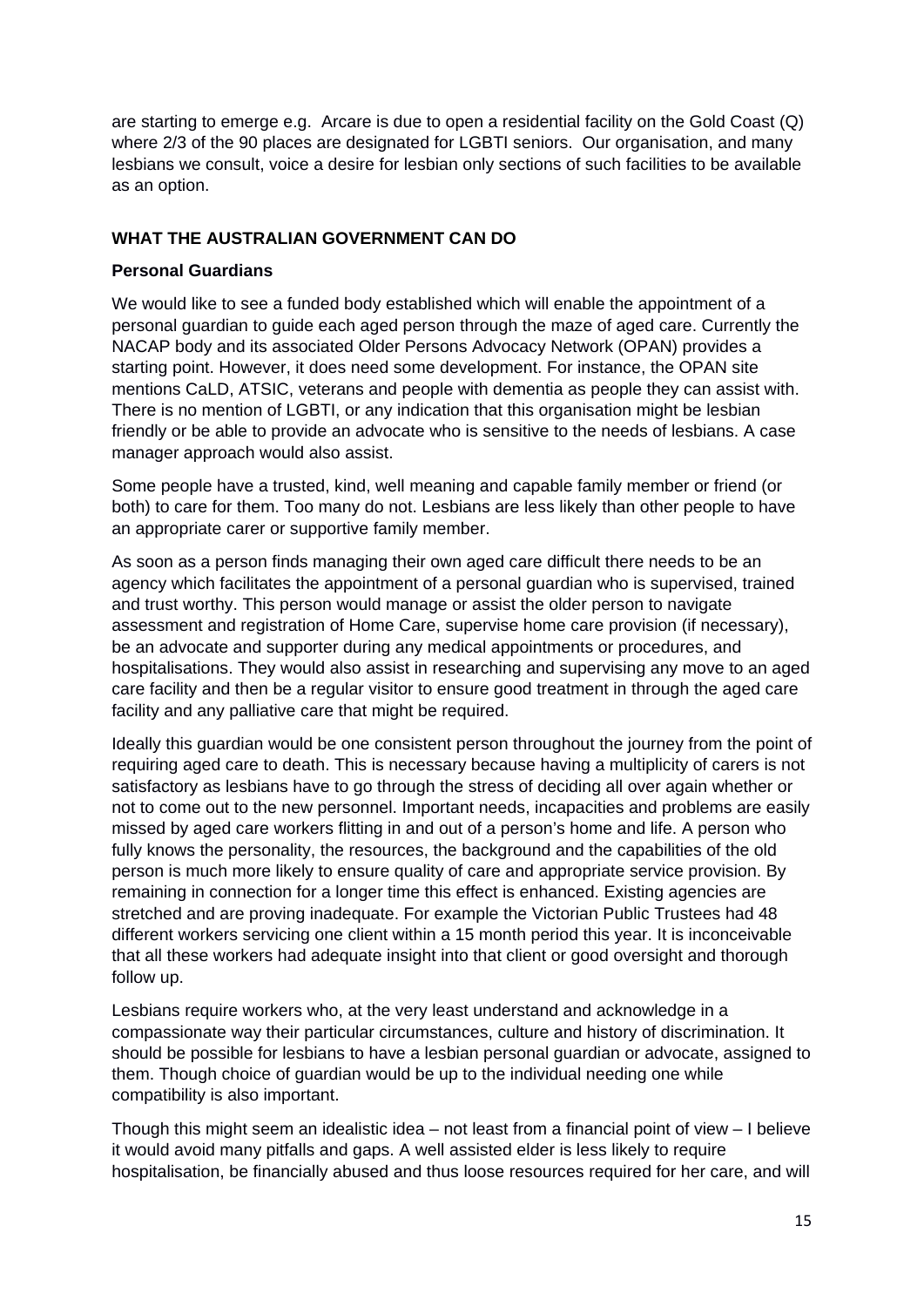are starting to emerge e.g. Arcare is due to open a residential facility on the Gold Coast (Q) where 2/3 of the 90 places are designated for LGBTI seniors. Our organisation, and many lesbians we consult, voice a desire for lesbian only sections of such facilities to be available as an option.

## WHAT THE AUSTRALIAN GOVERNMENT CAN DO

### Personal Guardians

We would like to see a funded body established which will enable the appointment of a personal guardian to guide each aged person through the maze of aged care. Currently the NACAP body and its associated Older Persons Advocacy Network (OPAN) provides a starting point. However, it does need some development. For instance, the OPAN site mentions CaLD, ATSIC, veterans and people with dementia as people they can assist with. There is no mention of LGBTI, or any indication that this organisation might be lesbian friendly or be able to provide an advocate who is sensitive to the needs of lesbians. A case manager approach would also assist.

Some people have a trusted, kind, well meaning and capable family member or friend (or both) to care for them. Too many do not. Lesbians are less likely than other people to have an appropriate carer or supportive family member.

As soon as a person finds managing their own aged care difficult there needs to be an agency which facilitates the appointment of a personal guardian who is supervised, trained and trust worthy. This person would manage or assist the older person to navigate assessment and registration of Home Care, supervise home care provision (if necessary), be an advocate and supporter during any medical appointments or procedures, and hospitalisations. They would also assist in researching and supervising any move to an aged care facility and then be a regular visitor to ensure good treatment in through the aged care facility and any palliative care that might be required.

Ideally this guardian would be one consistent person throughout the journey from the point of requiring aged care to death. This is necessary because having a multiplicity of carers is not satisfactory as lesbians have to go through the stress of deciding all over again whether or not to come out to the new personnel. Important needs, incapacities and problems are easily missed by aged care workers flitting in and out of a person's home and life. A person who fully knows the personality, the resources, the background and the capabilities of the old person is much more likely to ensure quality of care and appropriate service provision. By remaining in connection for a longer time this effect is enhanced. Existing agencies are stretched and are proving inadequate. For example the Victorian Public Trustees had 48 different workers servicing one client within a 15 month period this year. It is inconceivable that all these workers had adequate insight into that client or good oversight and thorough follow up.

Lesbians require workers who, at the very least understand and acknowledge in a compassionate way their particular circumstances, culture and history of discrimination. It should be possible for lesbians to have a lesbian personal guardian or advocate, assigned to them. Though choice of guardian would be up to the individual needing one while compatibility is also important.

Though this might seem an idealistic idea – not least from a financial point of view – I believe it would avoid many pitfalls and gaps. A well assisted elder is less likely to require hospitalisation, be financially abused and thus loose resources required for her care, and will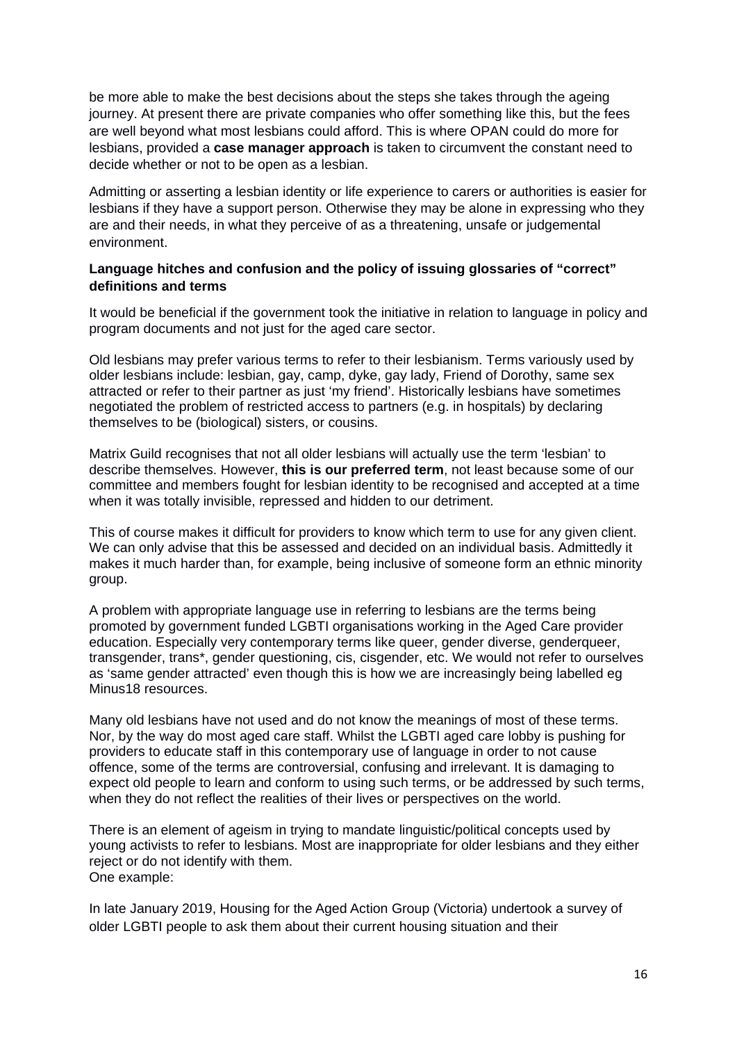be more able to make the best decisions about the steps she takes through the ageing journey. At present there are private companies who offer something like this, but the fees are well beyond what most lesbians could afford. This is where OPAN could do more for lesbians, provided a **case manager approach** is taken to circumvent the constant need to decide whether or not to be open as a lesbian.

Admitting or asserting a lesbian identity or life experience to carers or authorities is easier for lesbians if they have a support person. Otherwise they may be alone in expressing who they are and their needs, in what they perceive of as a threatening, unsafe or judgemental environment.

**Language hitches and confusion and the policy of issuing glossaries of "correct" definitions and terms**

It would be beneficial if the government took the initiative in relation to language in policy and program documents and not just for the aged care sector.

Old lesbians may prefer various terms to refer to their lesbianism. Terms variously used by older lesbians include: lesbian, gay, camp, dyke, gay lady, Friend of Dorothy, same sex attracted or refer to their partner as just 'my friend'. Historically lesbians have sometimes negotiated the problem of restricted access to partners (e.g. in hospitals) by declaring themselves to be (biological) sisters, or cousins.

Matrix Guild recognises that not all older lesbians will actually use the term 'lesbian' to describe themselves. However, **this is our preferred term**, not least because some of our committee and members fought for lesbian identity to be recognised and accepted at a time when it was totally invisible, repressed and hidden to our detriment.

This of course makes it difficult for providers to know which term to use for any given client. We can only advise that this be assessed and decided on an individual basis. Admittedly it makes it much harder than, for example, being inclusive of someone form an ethnic minority group.

A problem with appropriate language use in referring to lesbians are the terms being promoted by government funded LGBTI organisations working in the Aged Care provider education. Especially very contemporary terms like queer, gender diverse, genderqueer, transgender, trans*, gender questioning, cis, cisgender, etc. We would not refer to ourselves as 'same gender attracted' even though this is how we are increasingly being labelled eg Minus18 resources.

Many old lesbians have not used and do not know the meanings of most of these terms. Nor, by the way do most aged care staff. Whilst the LGBTI aged care lobby is pushing for providers to educate staff in this contemporary use of language in order to not cause offence, some of the terms are controversial, confusing and irrelevant. It is damaging to expect old people to learn and conform to using such terms, or be addressed by such terms, when they do not reflect the realities of their lives or perspectives on the world.

There is an element of ageism in trying to mandate linguistic/political concepts used by young activists to refer to lesbians. Most are inappropriate for older lesbians and they either reject or do not identify with them.
One example:

In late January 2019, Housing for the Aged Action Group (Victoria) undertook a survey of older LGBTI people to ask them about their current housing situation and their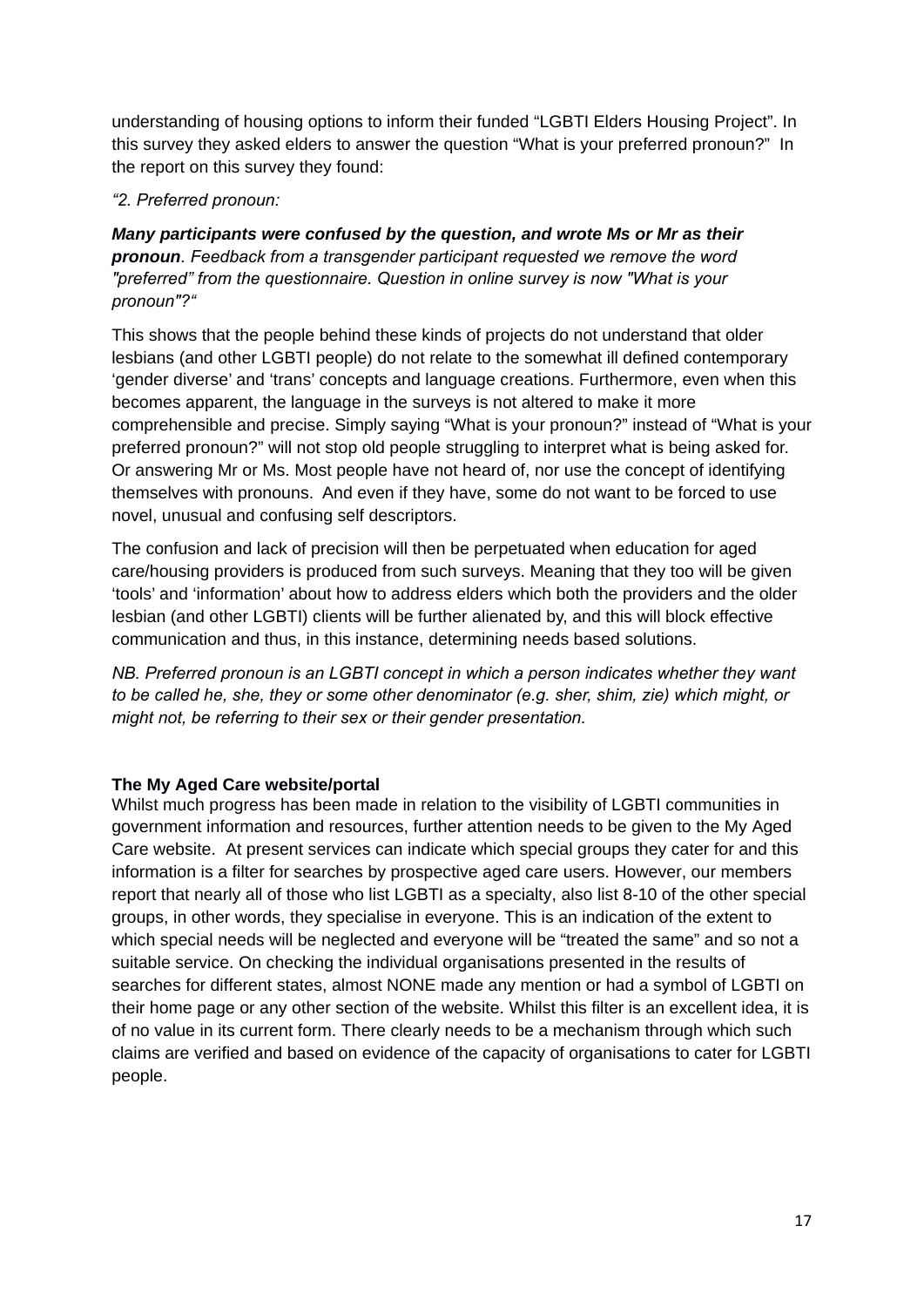understanding of housing options to inform their funded "LGBTI Elders Housing Project". In this survey they asked elders to answer the question "What is your preferred pronoun?" In the report on this survey they found:

*"2. Preferred pronoun:*

***Many participants were confused by the question, and wrote Ms or Mr as their pronoun**. Feedback from a transgender participant requested we remove the word "preferred" from the questionnaire. Question in online survey is now "What is your pronoun"?"*

This shows that the people behind these kinds of projects do not understand that older lesbians (and other LGBTI people) do not relate to the somewhat ill defined contemporary 'gender diverse' and 'trans' concepts and language creations. Furthermore, even when this becomes apparent, the language in the surveys is not altered to make it more comprehensible and precise. Simply saying "What is your pronoun?" instead of "What is your preferred pronoun?" will not stop old people struggling to interpret what is being asked for. Or answering Mr or Ms. Most people have not heard of, nor use the concept of identifying themselves with pronouns. And even if they have, some do not want to be forced to use novel, unusual and confusing self descriptors.

The confusion and lack of precision will then be perpetuated when education for aged care/housing providers is produced from such surveys. Meaning that they too will be given 'tools' and 'information' about how to address elders which both the providers and the older lesbian (and other LGBTI) clients will be further alienated by, and this will block effective communication and thus, in this instance, determining needs based solutions.

*NB. Preferred pronoun is an LGBTI concept in which a person indicates whether they want to be called he, she, they or some other denominator (e.g. sher, shim, zie) which might, or might not, be referring to their sex or their gender presentation.*

**The My Aged Care website/portal**

Whilst much progress has been made in relation to the visibility of LGBTI communities in government information and resources, further attention needs to be given to the My Aged Care website. At present services can indicate which special groups they cater for and this information is a filter for searches by prospective aged care users. However, our members report that nearly all of those who list LGBTI as a specialty, also list 8-10 of the other special groups, in other words, they specialise in everyone. This is an indication of the extent to which special needs will be neglected and everyone will be "treated the same" and so not a suitable service. On checking the individual organisations presented in the results of searches for different states, almost NONE made any mention or had a symbol of LGBTI on their home page or any other section of the website. Whilst this filter is an excellent idea, it is of no value in its current form. There clearly needs to be a mechanism through which such claims are verified and based on evidence of the capacity of organisations to cater for LGBTI people.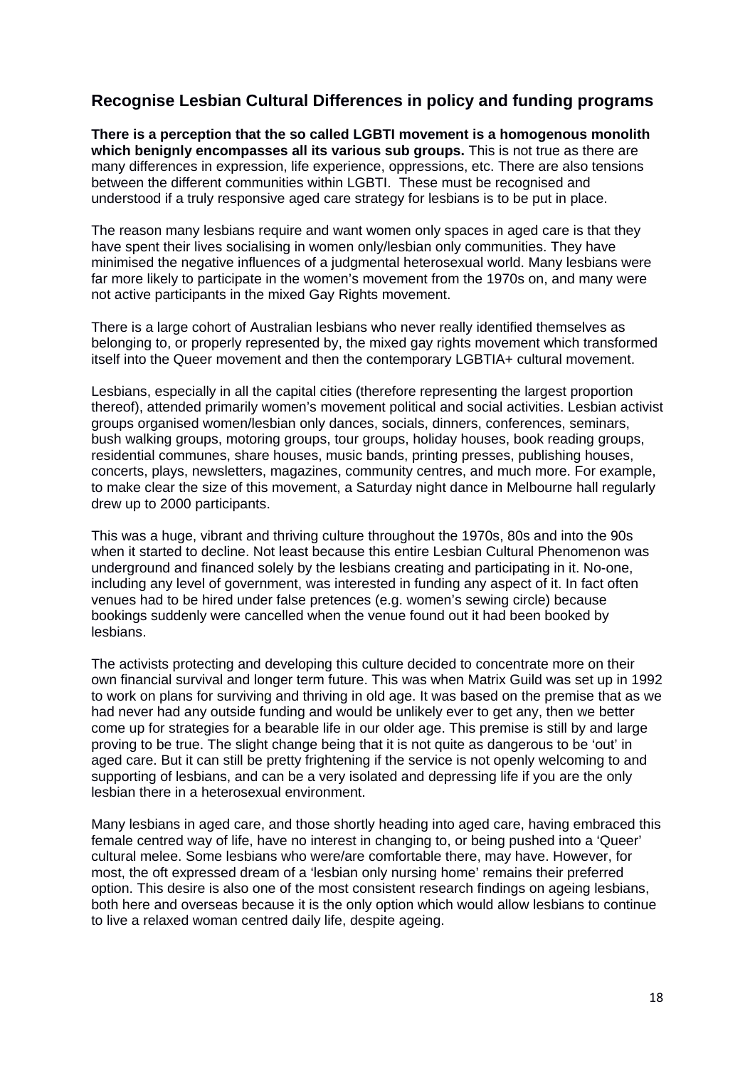## Recognise Lesbian Cultural Differences in policy and funding programs

**There is a perception that the so called LGBTI movement is a homogenous monolith which benignly encompasses all its various sub groups.** This is not true as there are many differences in expression, life experience, oppressions, etc. There are also tensions between the different communities within LGBTI. These must be recognised and understood if a truly responsive aged care strategy for lesbians is to be put in place.

The reason many lesbians require and want women only spaces in aged care is that they have spent their lives socialising in women only/lesbian only communities. They have minimised the negative influences of a judgmental heterosexual world. Many lesbians were far more likely to participate in the women's movement from the 1970s on, and many were not active participants in the mixed Gay Rights movement.

There is a large cohort of Australian lesbians who never really identified themselves as belonging to, or properly represented by, the mixed gay rights movement which transformed itself into the Queer movement and then the contemporary LGBTIA+ cultural movement.

Lesbians, especially in all the capital cities (therefore representing the largest proportion thereof), attended primarily women's movement political and social activities. Lesbian activist groups organised women/lesbian only dances, socials, dinners, conferences, seminars, bush walking groups, motoring groups, tour groups, holiday houses, book reading groups, residential communes, share houses, music bands, printing presses, publishing houses, concerts, plays, newsletters, magazines, community centres, and much more. For example, to make clear the size of this movement, a Saturday night dance in Melbourne hall regularly drew up to 2000 participants.

This was a huge, vibrant and thriving culture throughout the 1970s, 80s and into the 90s when it started to decline. Not least because this entire Lesbian Cultural Phenomenon was underground and financed solely by the lesbians creating and participating in it. No-one, including any level of government, was interested in funding any aspect of it. In fact often venues had to be hired under false pretences (e.g. women's sewing circle) because bookings suddenly were cancelled when the venue found out it had been booked by lesbians.

The activists protecting and developing this culture decided to concentrate more on their own financial survival and longer term future. This was when Matrix Guild was set up in 1992 to work on plans for surviving and thriving in old age. It was based on the premise that as we had never had any outside funding and would be unlikely ever to get any, then we better come up for strategies for a bearable life in our older age. This premise is still by and large proving to be true. The slight change being that it is not quite as dangerous to be 'out' in aged care. But it can still be pretty frightening if the service is not openly welcoming to and supporting of lesbians, and can be a very isolated and depressing life if you are the only lesbian there in a heterosexual environment.

Many lesbians in aged care, and those shortly heading into aged care, having embraced this female centred way of life, have no interest in changing to, or being pushed into a 'Queer' cultural melee. Some lesbians who were/are comfortable there, may have. However, for most, the oft expressed dream of a 'lesbian only nursing home' remains their preferred option. This desire is also one of the most consistent research findings on ageing lesbians, both here and overseas because it is the only option which would allow lesbians to continue to live a relaxed woman centred daily life, despite ageing.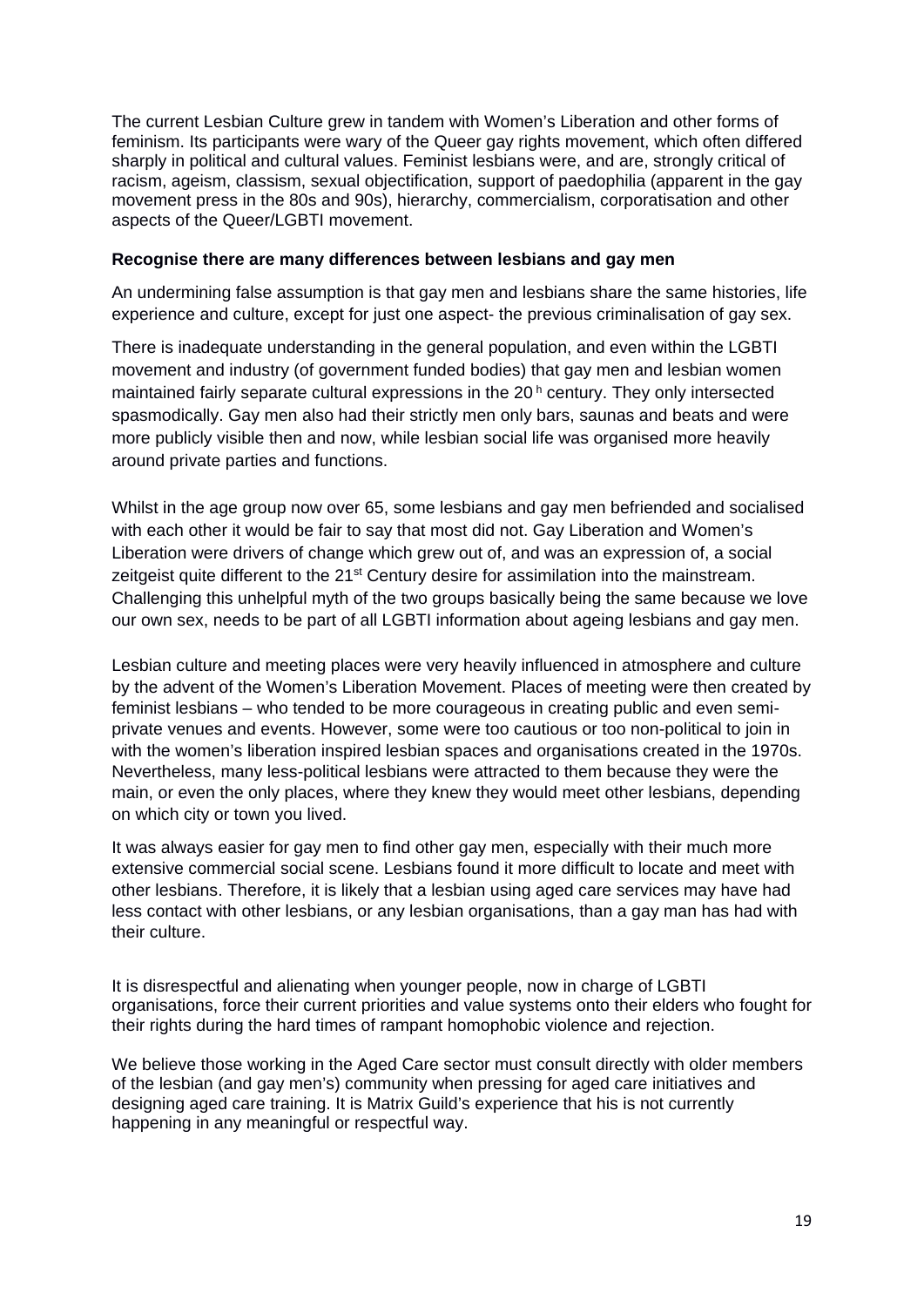The current Lesbian Culture grew in tandem with Women's Liberation and other forms of feminism. Its participants were wary of the Queer gay rights movement, which often differed sharply in political and cultural values. Feminist lesbians were, and are, strongly critical of racism, ageism, classism, sexual objectification, support of paedophilia (apparent in the gay movement press in the 80s and 90s), hierarchy, commercialism, corporatisation and other aspects of the Queer/LGBTI movement.

**Recognise there are many differences between lesbians and gay men**

An undermining false assumption is that gay men and lesbians share the same histories, life experience and culture, except for just one aspect- the previous criminalisation of gay sex.

There is inadequate understanding in the general population, and even within the LGBTI movement and industry (of government funded bodies) that gay men and lesbian women maintained fairly separate cultural expressions in the 20 h century. They only intersected spasmodically. Gay men also had their strictly men only bars, saunas and beats and were more publicly visible then and now, while lesbian social life was organised more heavily around private parties and functions.

Whilst in the age group now over 65, some lesbians and gay men befriended and socialised with each other it would be fair to say that most did not. Gay Liberation and Women's Liberation were drivers of change which grew out of, and was an expression of, a social zeitgeist quite different to the 21st Century desire for assimilation into the mainstream. Challenging this unhelpful myth of the two groups basically being the same because we love our own sex, needs to be part of all LGBTI information about ageing lesbians and gay men.

Lesbian culture and meeting places were very heavily influenced in atmosphere and culture by the advent of the Women's Liberation Movement. Places of meeting were then created by feminist lesbians – who tended to be more courageous in creating public and even semi-private venues and events. However, some were too cautious or too non-political to join in with the women's liberation inspired lesbian spaces and organisations created in the 1970s. Nevertheless, many less-political lesbians were attracted to them because they were the main, or even the only places, where they knew they would meet other lesbians, depending on which city or town you lived.

It was always easier for gay men to find other gay men, especially with their much more extensive commercial social scene. Lesbians found it more difficult to locate and meet with other lesbians. Therefore, it is likely that a lesbian using aged care services may have had less contact with other lesbians, or any lesbian organisations, than a gay man has had with their culture.

It is disrespectful and alienating when younger people, now in charge of LGBTI organisations, force their current priorities and value systems onto their elders who fought for their rights during the hard times of rampant homophobic violence and rejection.

We believe those working in the Aged Care sector must consult directly with older members of the lesbian (and gay men's) community when pressing for aged care initiatives and designing aged care training. It is Matrix Guild's experience that his is not currently happening in any meaningful or respectful way.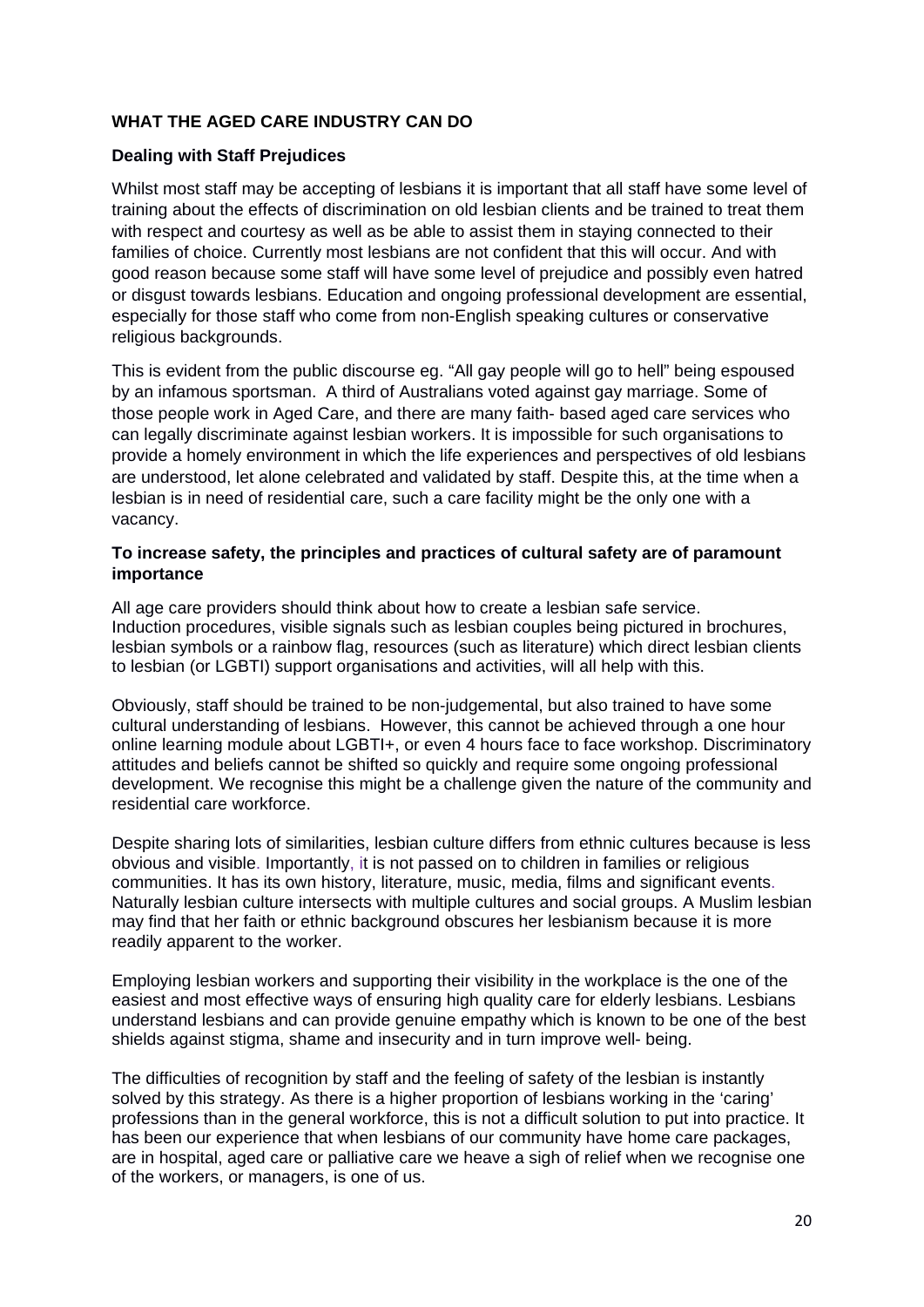## WHAT THE AGED CARE INDUSTRY CAN DO

### Dealing with Staff Prejudices

Whilst most staff may be accepting of lesbians it is important that all staff have some level of training about the effects of discrimination on old lesbian clients and be trained to treat them with respect and courtesy as well as be able to assist them in staying connected to their families of choice. Currently most lesbians are not confident that this will occur. And with good reason because some staff will have some level of prejudice and possibly even hatred or disgust towards lesbians. Education and ongoing professional development are essential, especially for those staff who come from non-English speaking cultures or conservative religious backgrounds.

This is evident from the public discourse eg. "All gay people will go to hell" being espoused by an infamous sportsman. A third of Australians voted against gay marriage. Some of those people work in Aged Care, and there are many faith- based aged care services who can legally discriminate against lesbian workers. It is impossible for such organisations to provide a homely environment in which the life experiences and perspectives of old lesbians are understood, let alone celebrated and validated by staff. Despite this, at the time when a lesbian is in need of residential care, such a care facility might be the only one with a vacancy.

### To increase safety, the principles and practices of cultural safety are of paramount importance

All age care providers should think about how to create a lesbian safe service. Induction procedures, visible signals such as lesbian couples being pictured in brochures, lesbian symbols or a rainbow flag, resources (such as literature) which direct lesbian clients to lesbian (or LGBTI) support organisations and activities, will all help with this.

Obviously, staff should be trained to be non-judgemental, but also trained to have some cultural understanding of lesbians. However, this cannot be achieved through a one hour online learning module about LGBTI+, or even 4 hours face to face workshop. Discriminatory attitudes and beliefs cannot be shifted so quickly and require some ongoing professional development. We recognise this might be a challenge given the nature of the community and residential care workforce.

Despite sharing lots of similarities, lesbian culture differs from ethnic cultures because is less obvious and visible. Importantly, it is not passed on to children in families or religious communities. It has its own history, literature, music, media, films and significant events. Naturally lesbian culture intersects with multiple cultures and social groups. A Muslim lesbian may find that her faith or ethnic background obscures her lesbianism because it is more readily apparent to the worker.

Employing lesbian workers and supporting their visibility in the workplace is the one of the easiest and most effective ways of ensuring high quality care for elderly lesbians. Lesbians understand lesbians and can provide genuine empathy which is known to be one of the best shields against stigma, shame and insecurity and in turn improve well- being.

The difficulties of recognition by staff and the feeling of safety of the lesbian is instantly solved by this strategy. As there is a higher proportion of lesbians working in the 'caring' professions than in the general workforce, this is not a difficult solution to put into practice. It has been our experience that when lesbians of our community have home care packages, are in hospital, aged care or palliative care we heave a sigh of relief when we recognise one of the workers, or managers, is one of us.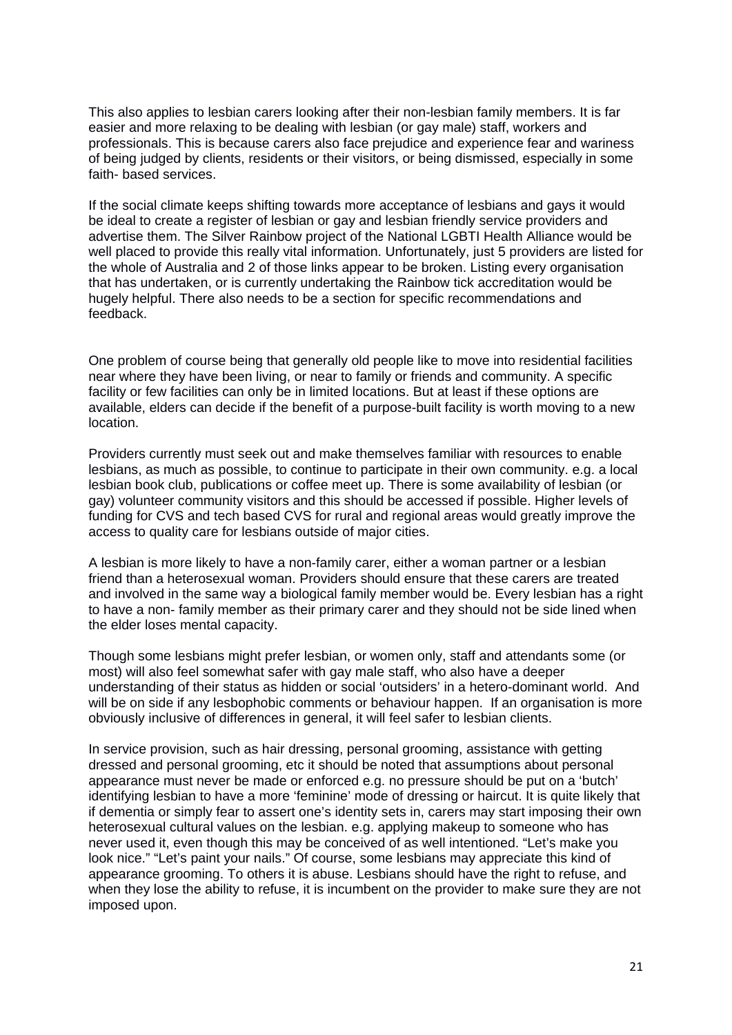This also applies to lesbian carers looking after their non-lesbian family members. It is far easier and more relaxing to be dealing with lesbian (or gay male) staff, workers and professionals. This is because carers also face prejudice and experience fear and wariness of being judged by clients, residents or their visitors, or being dismissed, especially in some faith- based services.

If the social climate keeps shifting towards more acceptance of lesbians and gays it would be ideal to create a register of lesbian or gay and lesbian friendly service providers and advertise them. The Silver Rainbow project of the National LGBTI Health Alliance would be well placed to provide this really vital information. Unfortunately, just 5 providers are listed for the whole of Australia and 2 of those links appear to be broken. Listing every organisation that has undertaken, or is currently undertaking the Rainbow tick accreditation would be hugely helpful. There also needs to be a section for specific recommendations and feedback.

One problem of course being that generally old people like to move into residential facilities near where they have been living, or near to family or friends and community. A specific facility or few facilities can only be in limited locations. But at least if these options are available, elders can decide if the benefit of a purpose-built facility is worth moving to a new location.

Providers currently must seek out and make themselves familiar with resources to enable lesbians, as much as possible, to continue to participate in their own community. e.g. a local lesbian book club, publications or coffee meet up. There is some availability of lesbian (or gay) volunteer community visitors and this should be accessed if possible. Higher levels of funding for CVS and tech based CVS for rural and regional areas would greatly improve the access to quality care for lesbians outside of major cities.

A lesbian is more likely to have a non-family carer, either a woman partner or a lesbian friend than a heterosexual woman. Providers should ensure that these carers are treated and involved in the same way a biological family member would be. Every lesbian has a right to have a non- family member as their primary carer and they should not be side lined when the elder loses mental capacity.

Though some lesbians might prefer lesbian, or women only, staff and attendants some (or most) will also feel somewhat safer with gay male staff, who also have a deeper understanding of their status as hidden or social 'outsiders' in a hetero-dominant world. And will be on side if any lesbophobic comments or behaviour happen. If an organisation is more obviously inclusive of differences in general, it will feel safer to lesbian clients.

In service provision, such as hair dressing, personal grooming, assistance with getting dressed and personal grooming, etc it should be noted that assumptions about personal appearance must never be made or enforced e.g. no pressure should be put on a 'butch' identifying lesbian to have a more 'feminine' mode of dressing or haircut. It is quite likely that if dementia or simply fear to assert one's identity sets in, carers may start imposing their own heterosexual cultural values on the lesbian. e.g. applying makeup to someone who has never used it, even though this may be conceived of as well intentioned. "Let's make you look nice." "Let's paint your nails." Of course, some lesbians may appreciate this kind of appearance grooming. To others it is abuse. Lesbians should have the right to refuse, and when they lose the ability to refuse, it is incumbent on the provider to make sure they are not imposed upon.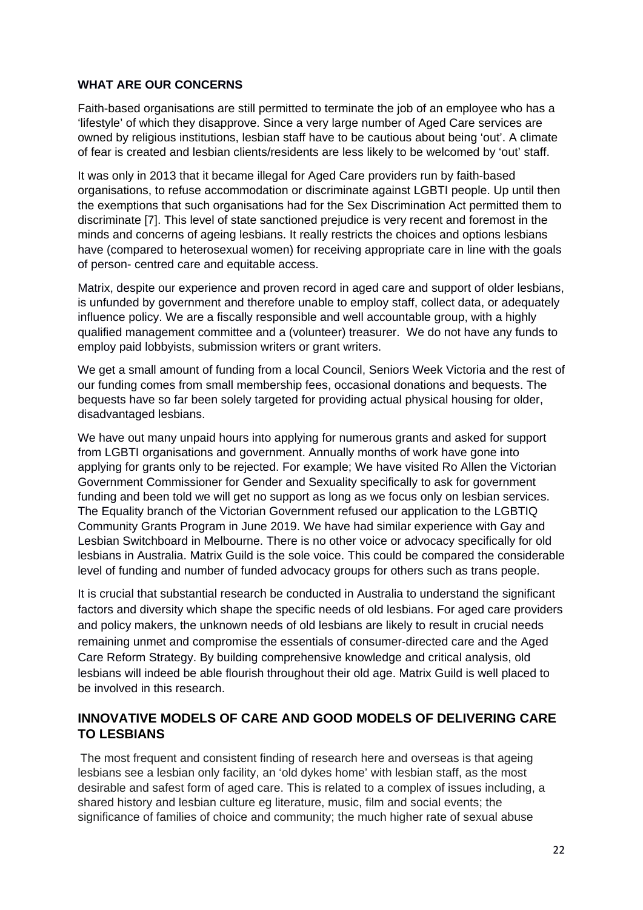## WHAT ARE OUR CONCERNS

Faith-based organisations are still permitted to terminate the job of an employee who has a 'lifestyle' of which they disapprove. Since a very large number of Aged Care services are owned by religious institutions, lesbian staff have to be cautious about being 'out'. A climate of fear is created and lesbian clients/residents are less likely to be welcomed by 'out' staff.

It was only in 2013 that it became illegal for Aged Care providers run by faith-based organisations, to refuse accommodation or discriminate against LGBTI people. Up until then the exemptions that such organisations had for the Sex Discrimination Act permitted them to discriminate [7]. This level of state sanctioned prejudice is very recent and foremost in the minds and concerns of ageing lesbians. It really restricts the choices and options lesbians have (compared to heterosexual women) for receiving appropriate care in line with the goals of person- centred care and equitable access.

Matrix, despite our experience and proven record in aged care and support of older lesbians, is unfunded by government and therefore unable to employ staff, collect data, or adequately influence policy. We are a fiscally responsible and well accountable group, with a highly qualified management committee and a (volunteer) treasurer. We do not have any funds to employ paid lobbyists, submission writers or grant writers.

We get a small amount of funding from a local Council, Seniors Week Victoria and the rest of our funding comes from small membership fees, occasional donations and bequests. The bequests have so far been solely targeted for providing actual physical housing for older, disadvantaged lesbians.

We have out many unpaid hours into applying for numerous grants and asked for support from LGBTI organisations and government. Annually months of work have gone into applying for grants only to be rejected. For example; We have visited Ro Allen the Victorian Government Commissioner for Gender and Sexuality specifically to ask for government funding and been told we will get no support as long as we focus only on lesbian services. The Equality branch of the Victorian Government refused our application to the LGBTIQ Community Grants Program in June 2019. We have had similar experience with Gay and Lesbian Switchboard in Melbourne. There is no other voice or advocacy specifically for old lesbians in Australia. Matrix Guild is the sole voice. This could be compared the considerable level of funding and number of funded advocacy groups for others such as trans people.

It is crucial that substantial research be conducted in Australia to understand the significant factors and diversity which shape the specific needs of old lesbians. For aged care providers and policy makers, the unknown needs of old lesbians are likely to result in crucial needs remaining unmet and compromise the essentials of consumer-directed care and the Aged Care Reform Strategy. By building comprehensive knowledge and critical analysis, old lesbians will indeed be able flourish throughout their old age. Matrix Guild is well placed to be involved in this research.

## INNOVATIVE MODELS OF CARE AND GOOD MODELS OF DELIVERING CARE TO LESBIANS

The most frequent and consistent finding of research here and overseas is that ageing lesbians see a lesbian only facility, an 'old dykes home' with lesbian staff, as the most desirable and safest form of aged care. This is related to a complex of issues including, a shared history and lesbian culture eg literature, music, film and social events; the significance of families of choice and community; the much higher rate of sexual abuse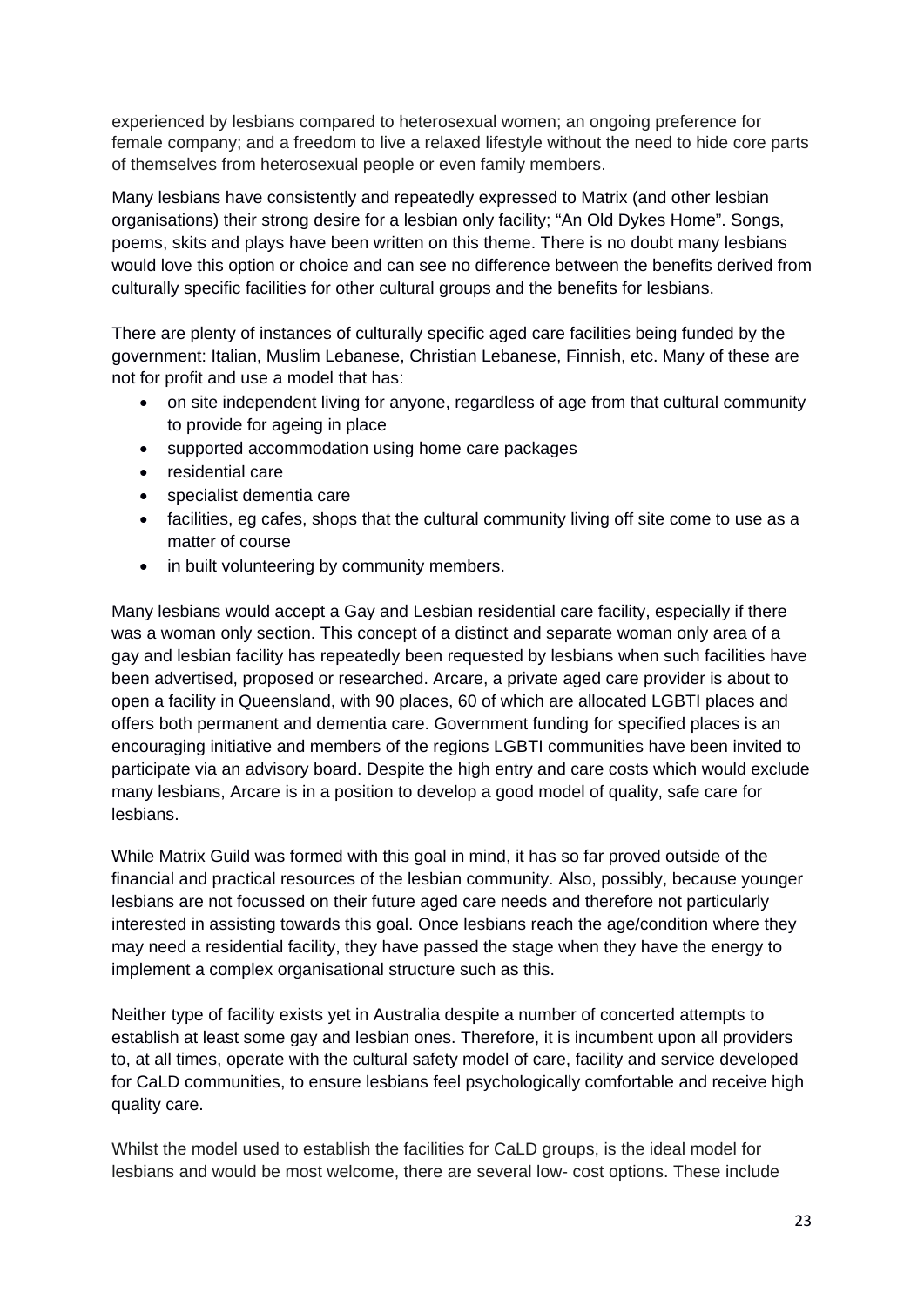experienced by lesbians compared to heterosexual women; an ongoing preference for female company; and a freedom to live a relaxed lifestyle without the need to hide core parts of themselves from heterosexual people or even family members.

Many lesbians have consistently and repeatedly expressed to Matrix (and other lesbian organisations) their strong desire for a lesbian only facility; "An Old Dykes Home". Songs, poems, skits and plays have been written on this theme. There is no doubt many lesbians would love this option or choice and can see no difference between the benefits derived from culturally specific facilities for other cultural groups and the benefits for lesbians.

There are plenty of instances of culturally specific aged care facilities being funded by the government: Italian, Muslim Lebanese, Christian Lebanese, Finnish, etc. Many of these are not for profit and use a model that has:

- on site independent living for anyone, regardless of age from that cultural community to provide for ageing in place
- supported accommodation using home care packages
- residential care
- specialist dementia care
- facilities, eg cafes, shops that the cultural community living off site come to use as a matter of course
- in built volunteering by community members.

Many lesbians would accept a Gay and Lesbian residential care facility, especially if there was a woman only section. This concept of a distinct and separate woman only area of a gay and lesbian facility has repeatedly been requested by lesbians when such facilities have been advertised, proposed or researched. Arcare, a private aged care provider is about to open a facility in Queensland, with 90 places, 60 of which are allocated LGBTI places and offers both permanent and dementia care. Government funding for specified places is an encouraging initiative and members of the regions LGBTI communities have been invited to participate via an advisory board. Despite the high entry and care costs which would exclude many lesbians, Arcare is in a position to develop a good model of quality, safe care for lesbians.

While Matrix Guild was formed with this goal in mind, it has so far proved outside of the financial and practical resources of the lesbian community. Also, possibly, because younger lesbians are not focussed on their future aged care needs and therefore not particularly interested in assisting towards this goal. Once lesbians reach the age/condition where they may need a residential facility, they have passed the stage when they have the energy to implement a complex organisational structure such as this.

Neither type of facility exists yet in Australia despite a number of concerted attempts to establish at least some gay and lesbian ones. Therefore, it is incumbent upon all providers to, at all times, operate with the cultural safety model of care, facility and service developed for CaLD communities, to ensure lesbians feel psychologically comfortable and receive high quality care.

Whilst the model used to establish the facilities for CaLD groups, is the ideal model for lesbians and would be most welcome, there are several low- cost options. These include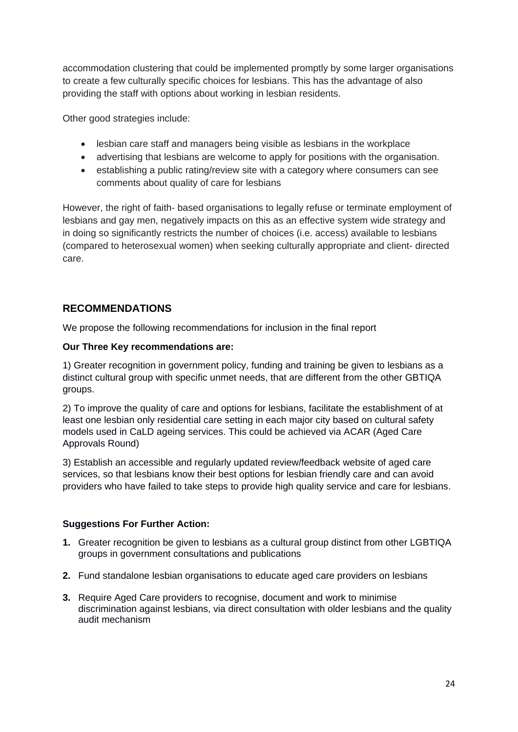accommodation clustering that could be implemented promptly by some larger organisations to create a few culturally specific choices for lesbians. This has the advantage of also providing the staff with options about working in lesbian residents.

Other good strategies include:

- lesbian care staff and managers being visible as lesbians in the workplace
- advertising that lesbians are welcome to apply for positions with the organisation.
- establishing a public rating/review site with a category where consumers can see comments about quality of care for lesbians

However, the right of faith- based organisations to legally refuse or terminate employment of lesbians and gay men, negatively impacts on this as an effective system wide strategy and in doing so significantly restricts the number of choices (i.e. access) available to lesbians (compared to heterosexual women) when seeking culturally appropriate and client- directed care.

## RECOMMENDATIONS

We propose the following recommendations for inclusion in the final report

**Our Three Key recommendations are:**

1) Greater recognition in government policy, funding and training be given to lesbians as a distinct cultural group with specific unmet needs, that are different from the other GBTIQA groups.

2) To improve the quality of care and options for lesbians, facilitate the establishment of at least one lesbian only residential care setting in each major city based on cultural safety models used in CaLD ageing services. This could be achieved via ACAR (Aged Care Approvals Round)

3) Establish an accessible and regularly updated review/feedback website of aged care services, so that lesbians know their best options for lesbian friendly care and can avoid providers who have failed to take steps to provide high quality service and care for lesbians.

**Suggestions For Further Action:**

1. Greater recognition be given to lesbians as a cultural group distinct from other LGBTIQA groups in government consultations and publications
2. Fund standalone lesbian organisations to educate aged care providers on lesbians
3. Require Aged Care providers to recognise, document and work to minimise discrimination against lesbians, via direct consultation with older lesbians and the quality audit mechanism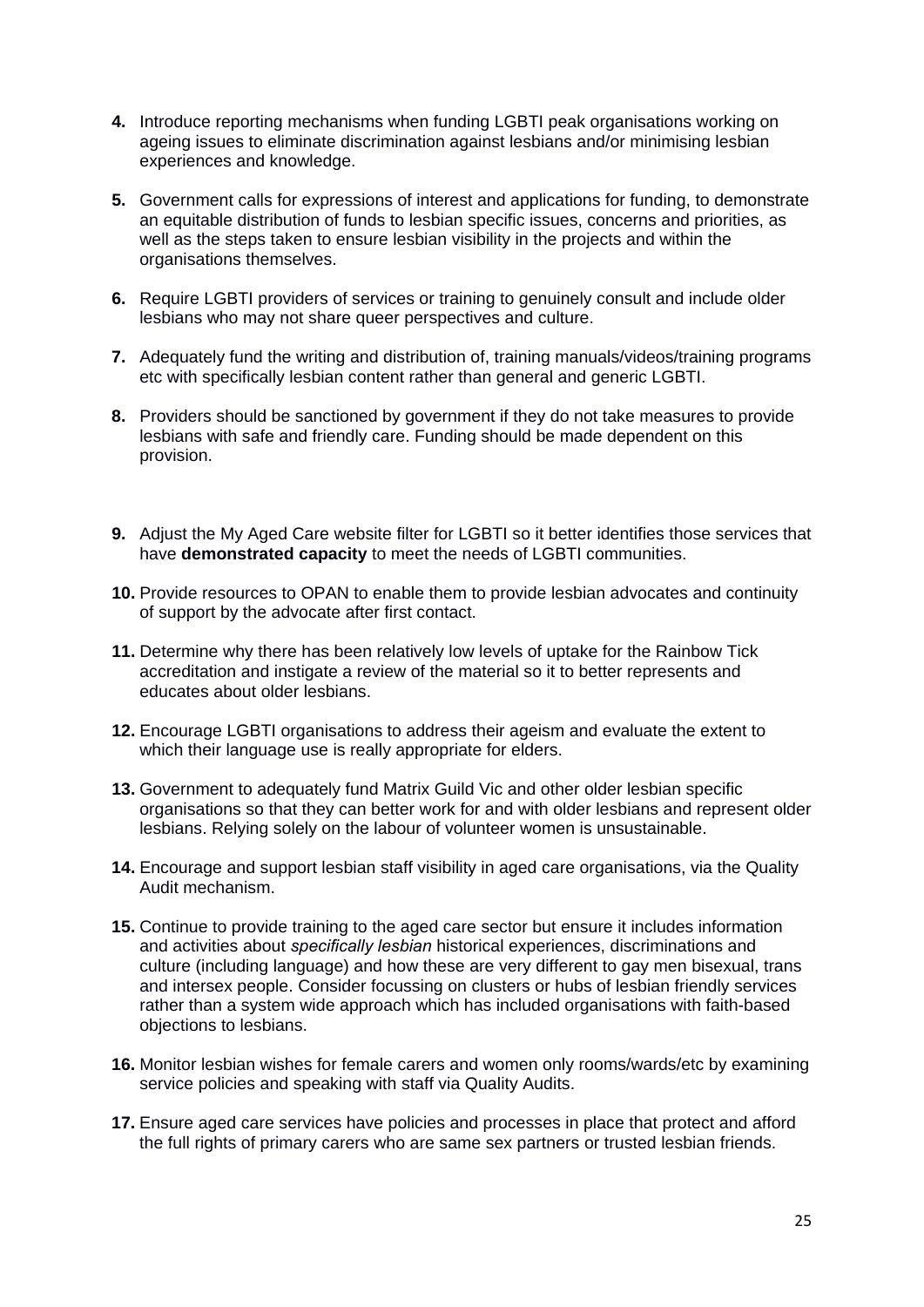**4.** Introduce reporting mechanisms when funding LGBTI peak organisations working on ageing issues to eliminate discrimination against lesbians and/or minimising lesbian experiences and knowledge.

**5.** Government calls for expressions of interest and applications for funding, to demonstrate an equitable distribution of funds to lesbian specific issues, concerns and priorities, as well as the steps taken to ensure lesbian visibility in the projects and within the organisations themselves.

**6.** Require LGBTI providers of services or training to genuinely consult and include older lesbians who may not share queer perspectives and culture.

**7.** Adequately fund the writing and distribution of, training manuals/videos/training programs etc with specifically lesbian content rather than general and generic LGBTI.

**8.** Providers should be sanctioned by government if they do not take measures to provide lesbians with safe and friendly care. Funding should be made dependent on this provision.

**9.** Adjust the My Aged Care website filter for LGBTI so it better identifies those services that have **demonstrated capacity** to meet the needs of LGBTI communities.

**10.** Provide resources to OPAN to enable them to provide lesbian advocates and continuity of support by the advocate after first contact.

**11.** Determine why there has been relatively low levels of uptake for the Rainbow Tick accreditation and instigate a review of the material so it to better represents and educates about older lesbians.

**12.** Encourage LGBTI organisations to address their ageism and evaluate the extent to which their language use is really appropriate for elders.

**13.** Government to adequately fund Matrix Guild Vic and other older lesbian specific organisations so that they can better work for and with older lesbians and represent older lesbians. Relying solely on the labour of volunteer women is unsustainable.

**14.** Encourage and support lesbian staff visibility in aged care organisations, via the Quality Audit mechanism.

**15.** Continue to provide training to the aged care sector but ensure it includes information and activities about *specifically lesbian* historical experiences, discriminations and culture (including language) and how these are very different to gay men bisexual, trans and intersex people. Consider focussing on clusters or hubs of lesbian friendly services rather than a system wide approach which has included organisations with faith-based objections to lesbians.

**16.** Monitor lesbian wishes for female carers and women only rooms/wards/etc by examining service policies and speaking with staff via Quality Audits.

**17.** Ensure aged care services have policies and processes in place that protect and afford the full rights of primary carers who are same sex partners or trusted lesbian friends.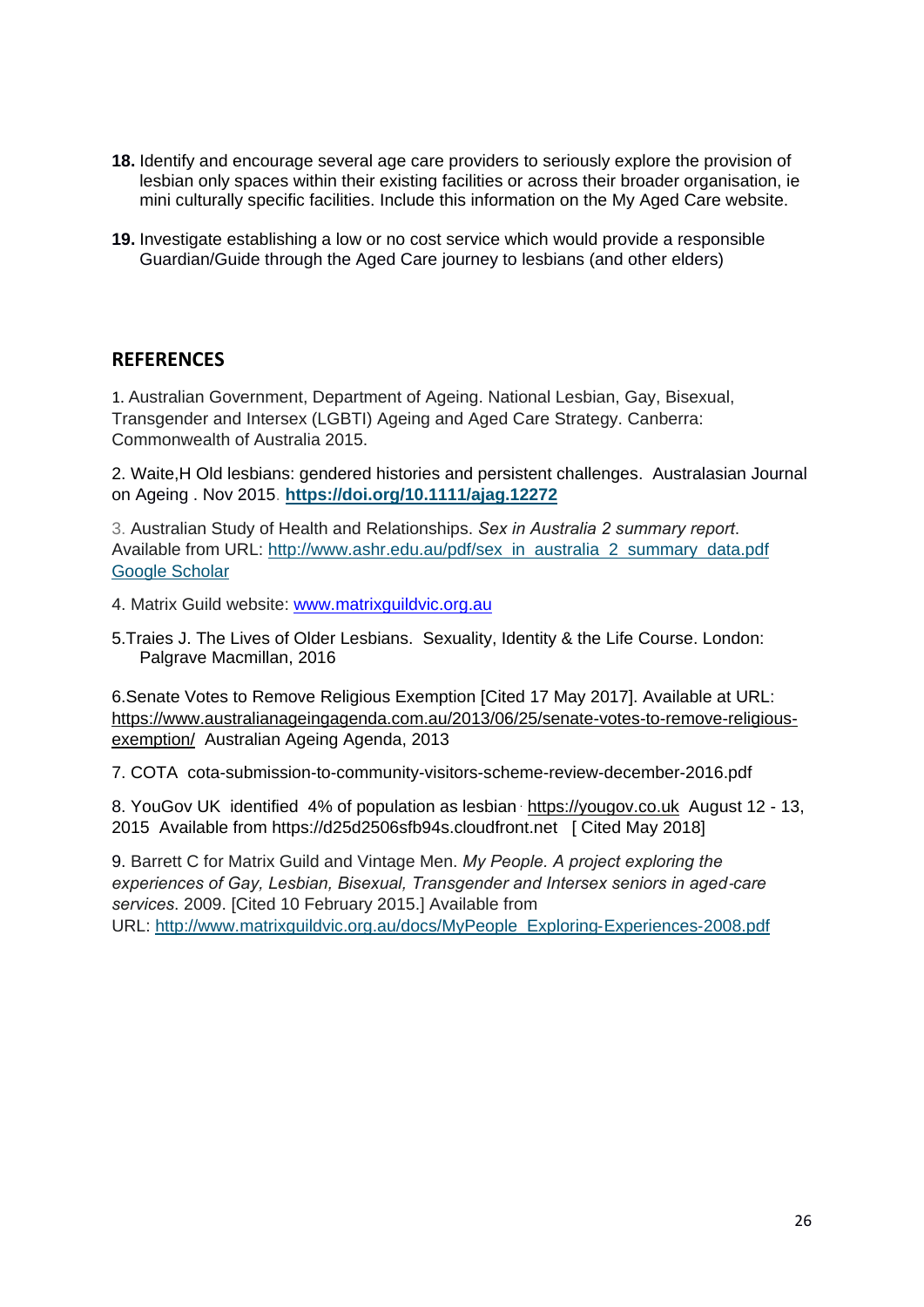**18.** Identify and encourage several age care providers to seriously explore the provision of lesbian only spaces within their existing facilities or across their broader organisation, ie mini culturally specific facilities. Include this information on the My Aged Care website.

**19.** Investigate establishing a low or no cost service which would provide a responsible Guardian/Guide through the Aged Care journey to lesbians (and other elders)

## REFERENCES

1. Australian Government, Department of Ageing. National Lesbian, Gay, Bisexual, Transgender and Intersex (LGBTI) Ageing and Aged Care Strategy. Canberra: Commonwealth of Australia 2015.

2. Waite,H Old lesbians: gendered histories and persistent challenges. Australasian Journal on Ageing . Nov 2015. **https://doi.org/10.1111/ajag.12272**

3. Australian Study of Health and Relationships. *Sex in Australia 2 summary report*. Available from URL: http://www.ashr.edu.au/pdf/sex_in_australia_2_summary_data.pdf Google Scholar

4. Matrix Guild website: www.matrixguildvic.org.au

5.Traies J. The Lives of Older Lesbians. Sexuality, Identity & the Life Course. London: Palgrave Macmillan, 2016

6.Senate Votes to Remove Religious Exemption [Cited 17 May 2017]. Available at URL: https://www.australianageingagenda.com.au/2013/06/25/senate-votes-to-remove-religious-exemption/ Australian Ageing Agenda, 2013

7. COTA cota-submission-to-community-visitors-scheme-review-december-2016.pdf

8. YouGov UK identified 4% of population as lesbian https://yougov.co.uk August 12 - 13, 2015 Available from https://d25d2506sfb94s.cloudfront.net [ Cited May 2018]

9. Barrett C for Matrix Guild and Vintage Men. *My People. A project exploring the experiences of Gay, Lesbian, Bisexual, Transgender and Intersex seniors in aged-care services*. 2009. [Cited 10 February 2015.] Available from URL: http://www.matrixguildvic.org.au/docs/MyPeople_Exploring-Experiences-2008.pdf